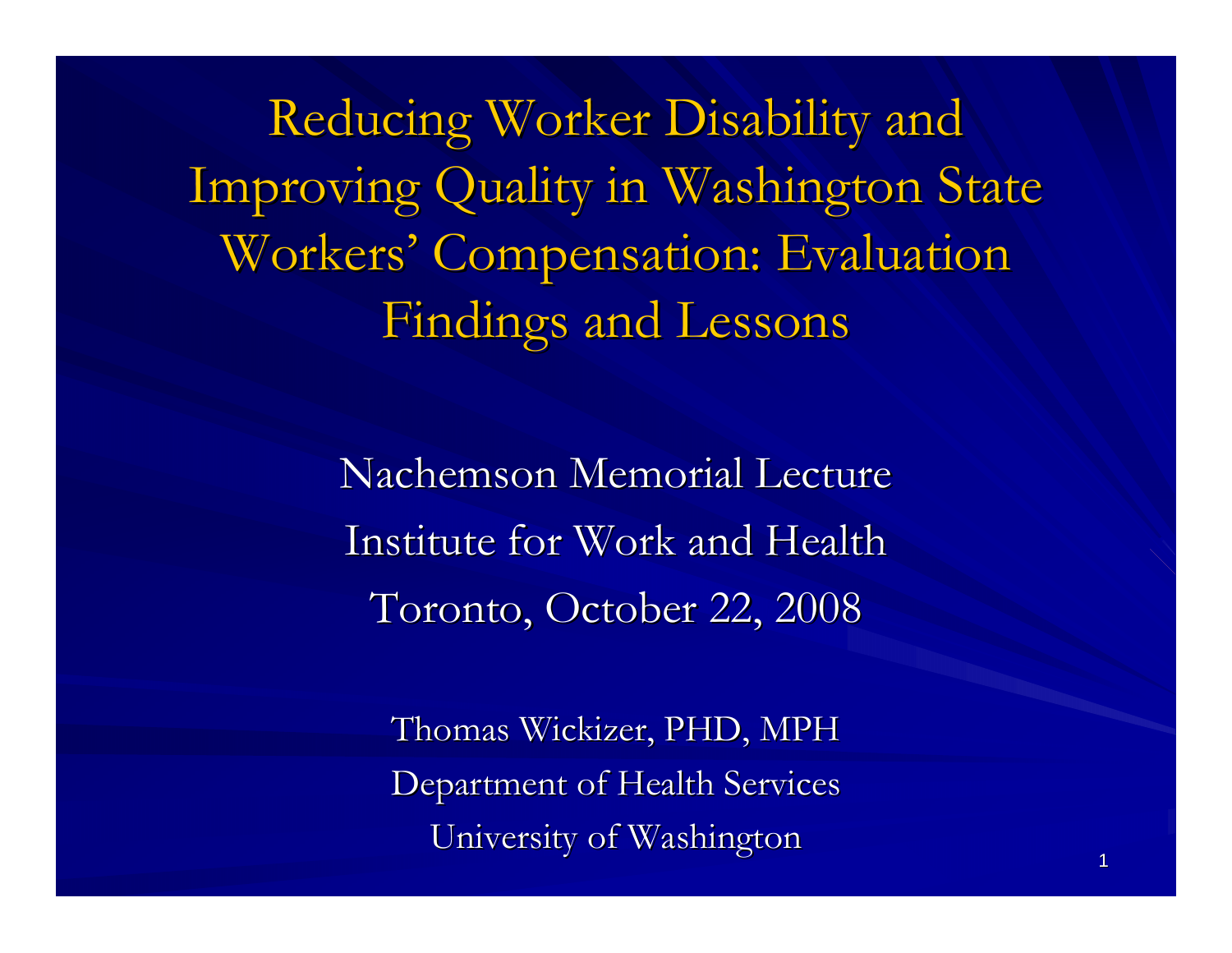# Reducing Worker Disability and Improving Quality in Washington State Workers' Compensation: Evaluation Findings and Lessons

Nachemson Memorial Lecture

Institute for Work and Health

Toronto, October 22, 2008

Thomas Wickizer, PHD, MPH

Department of Health Services

University of Washington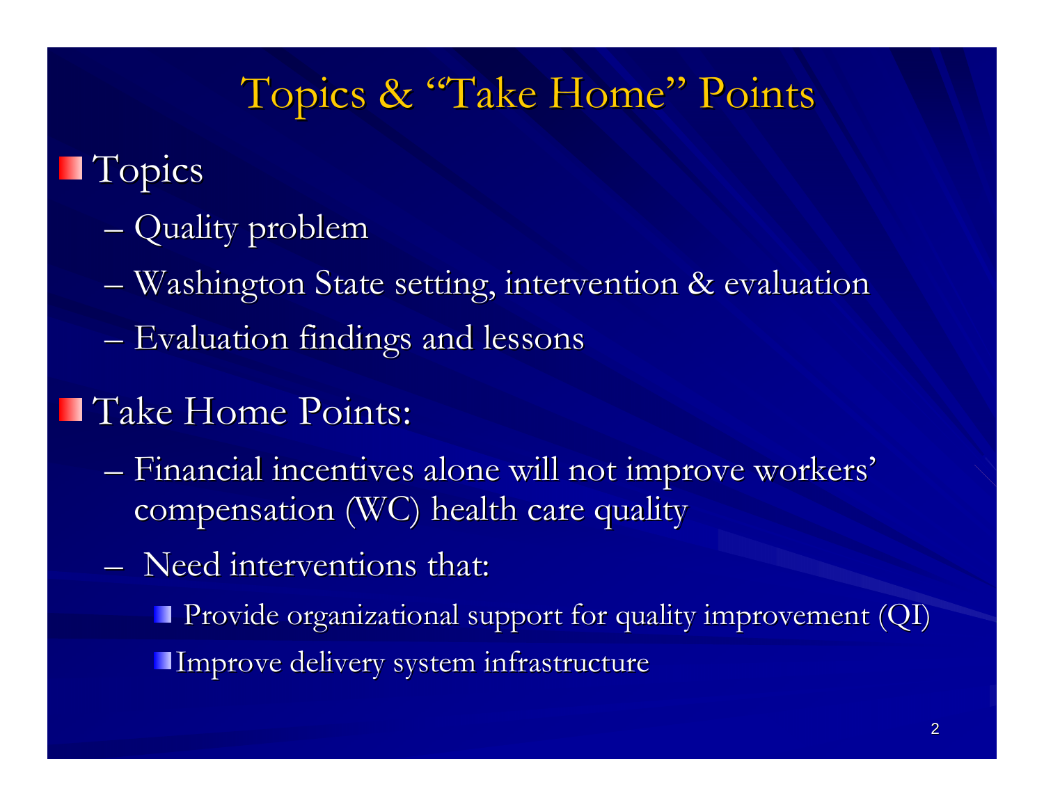# Topics & "Take Home" Points

- Topics
  - Quality problem
  - Washington State setting, intervention & evaluation
  - Evaluation findings and lessons
- Take Home Points:
  - Financial incentives alone will not improve workers' compensation (WC) health care quality
  - Need interventions that:
    - Provide organizational support for quality improvement (QI)
    - Improve delivery system infrastructure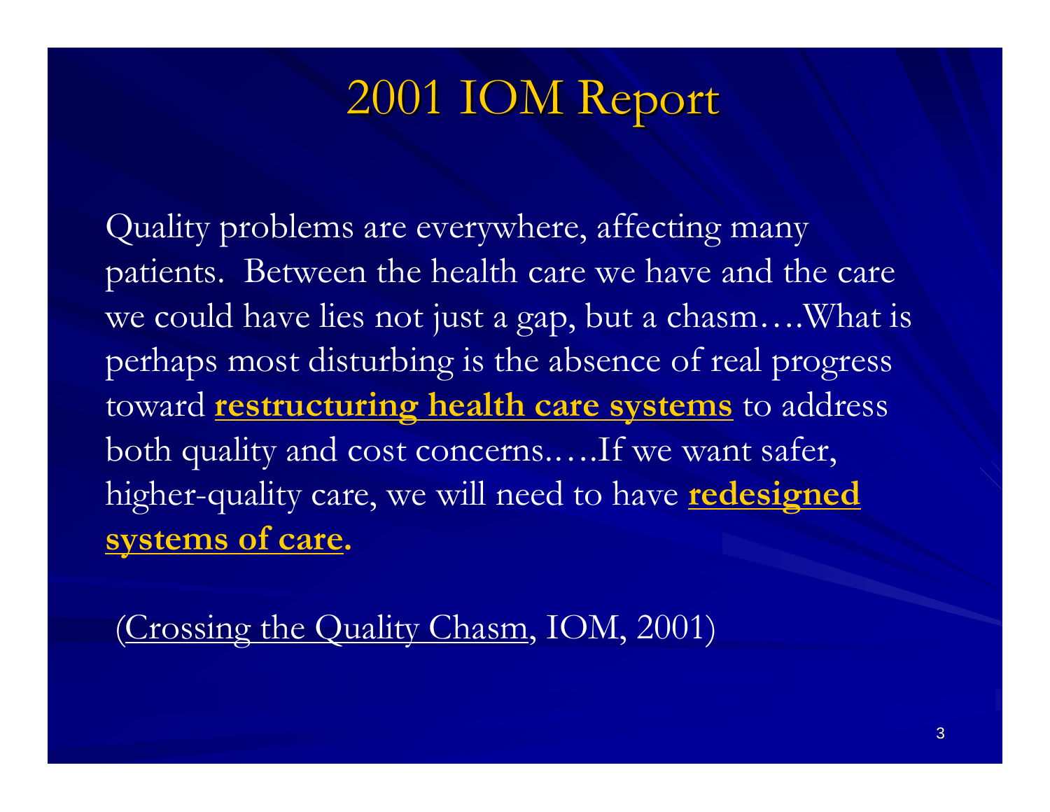# 2001 IOM Report

Quality problems are everywhere, affecting many patients. Between the health care we have and the care we could have lies not just a gap, but a chasm….What is perhaps most disturbing is the absence of real progress toward **restructuring health care systems** to address both quality and cost concerns.….If we want safer, higher-quality care, we will need to have **redesigned systems of care.**

(Crossing the Quality Chasm, IOM, 2001)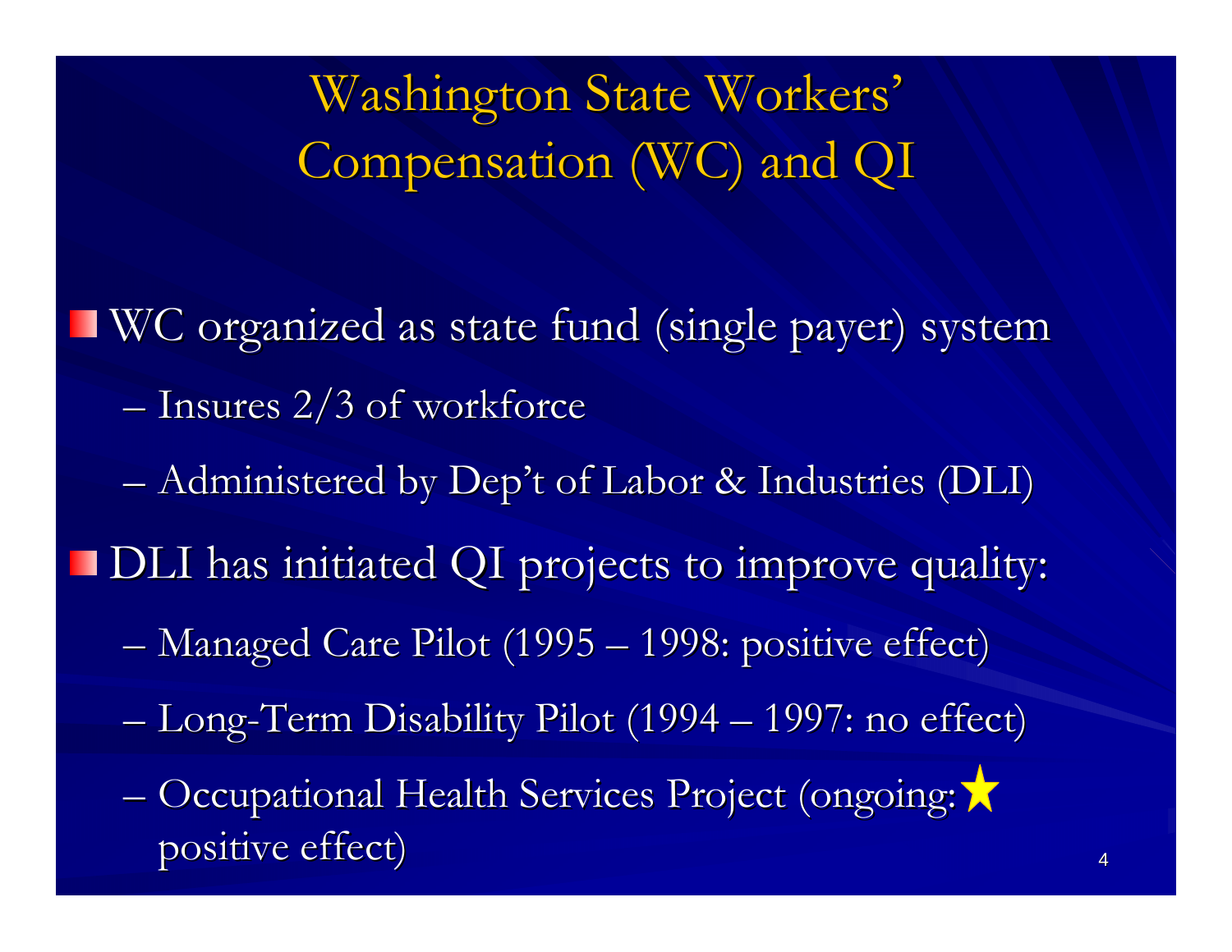# Washington State Workers' Compensation (WC) and QI

- WC organized as state fund (single payer) system
  - Insures 2/3 of workforce
  - Administered by Dep't of Labor & Industries (DLI)
- DLI has initiated QI projects to improve quality:
  - Managed Care Pilot (1995 – 1998: positive effect)
  - Long-Term Disability Pilot (1994 – 1997: no effect)
  - Occupational Health Services Project (ongoing: ★ positive effect)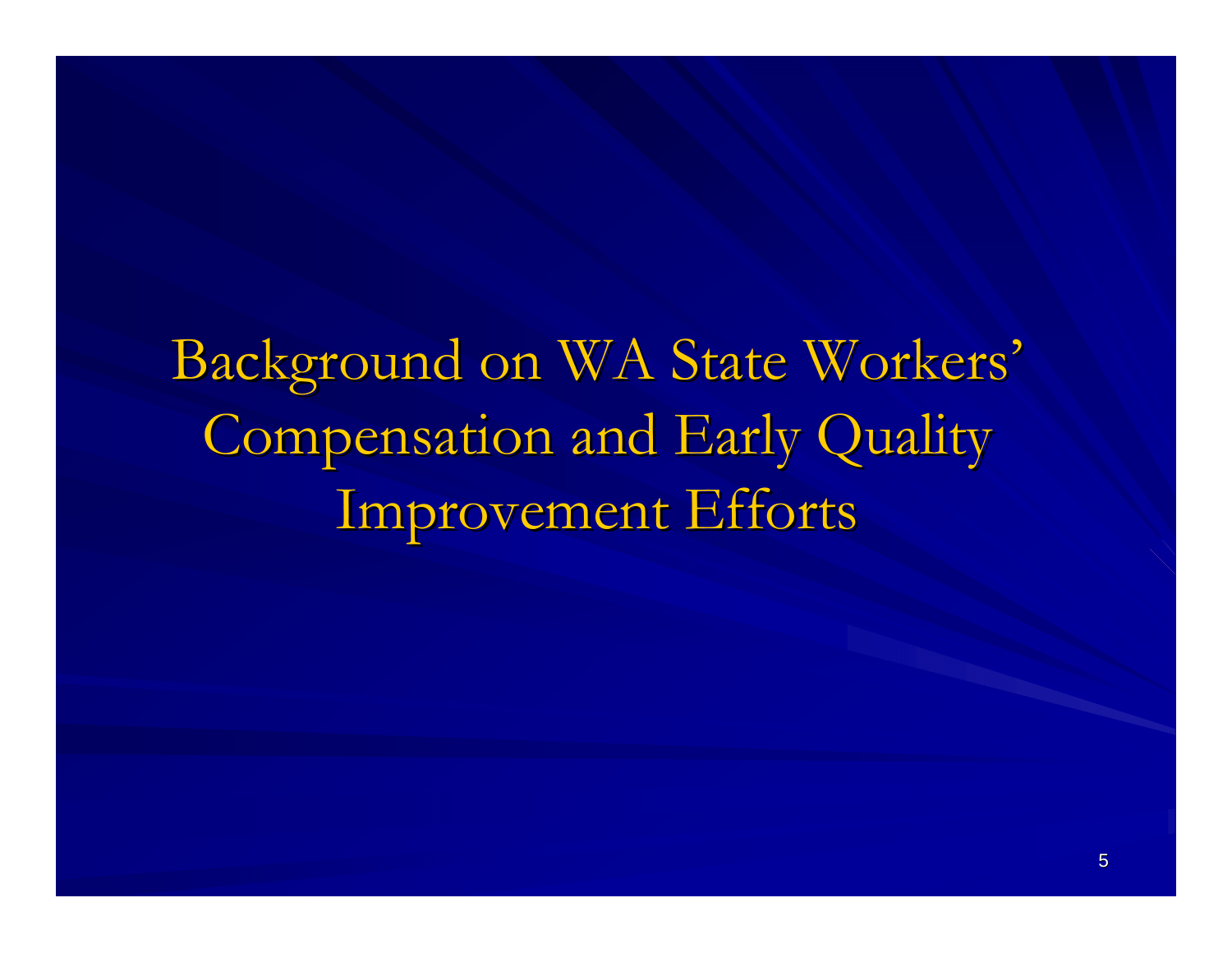# Background on WA State Workers' Compensation and Early Quality Improvement Efforts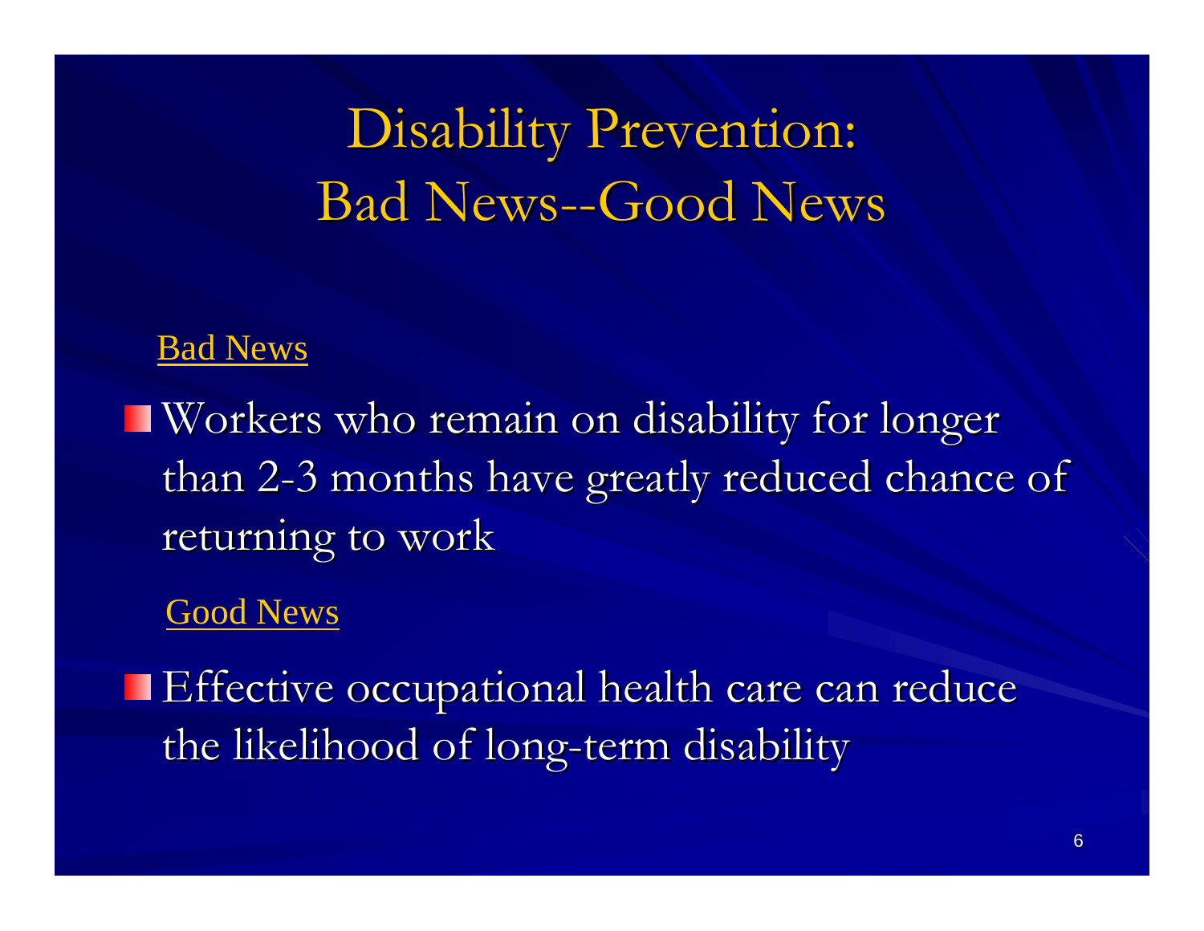# Disability Prevention: Bad News--Good News

Bad News

- Workers who remain on disability for longer than 2-3 months have greatly reduced chance of returning to work

Good News

- Effective occupational health care can reduce the likelihood of long-term disability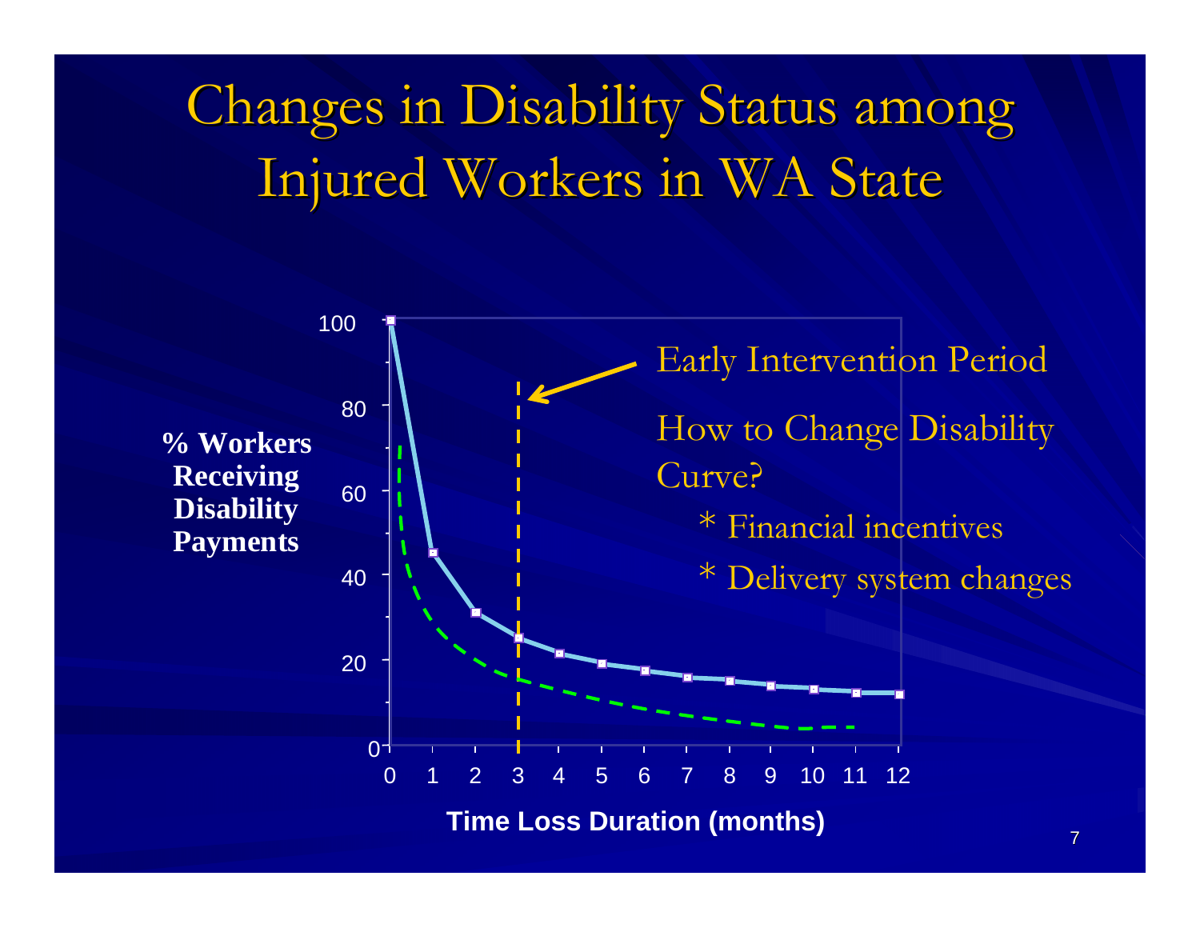# Changes in Disability Status among Injured Workers in WA State

Early Intervention Period

How to Change Disability Curve?

* Financial incentives
* Delivery system changes

% Workers Receiving Disability Payments

Time Loss Duration (months)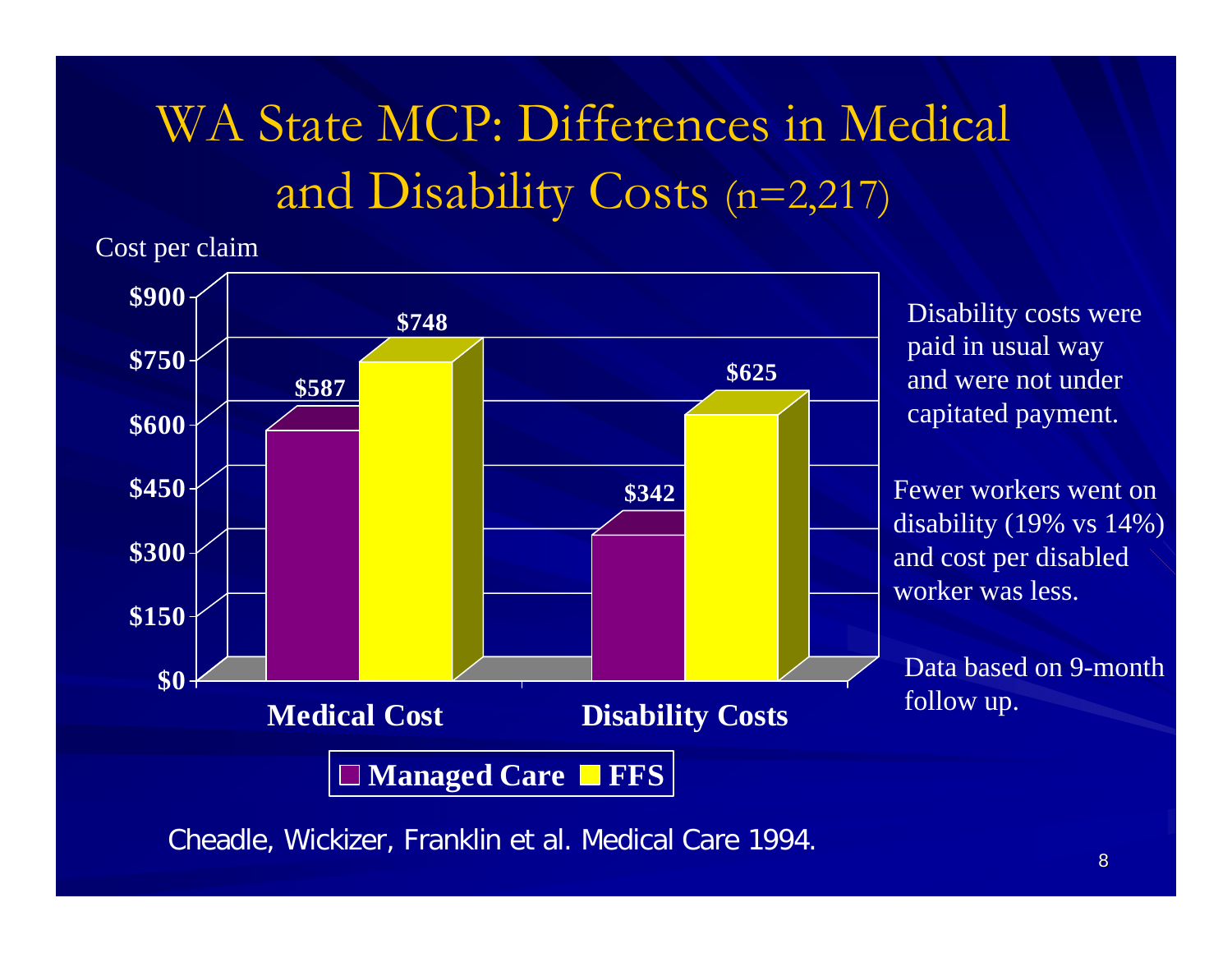# WA State MCP: Differences in Medical and Disability Costs (n=2,217)

Cost per claim

| | Managed Care | FFS |
|---|---|---|
| Medical Cost | $587 | $748 |
| Disability Costs | $342 | $625 |

Disability costs were paid in usual way and were not under capitated payment.

Fewer workers went on disability (19% vs 14%) and cost per disabled worker was less.

Data based on 9-month follow up.

Cheadle, Wickizer, Franklin et al. Medical Care 1994.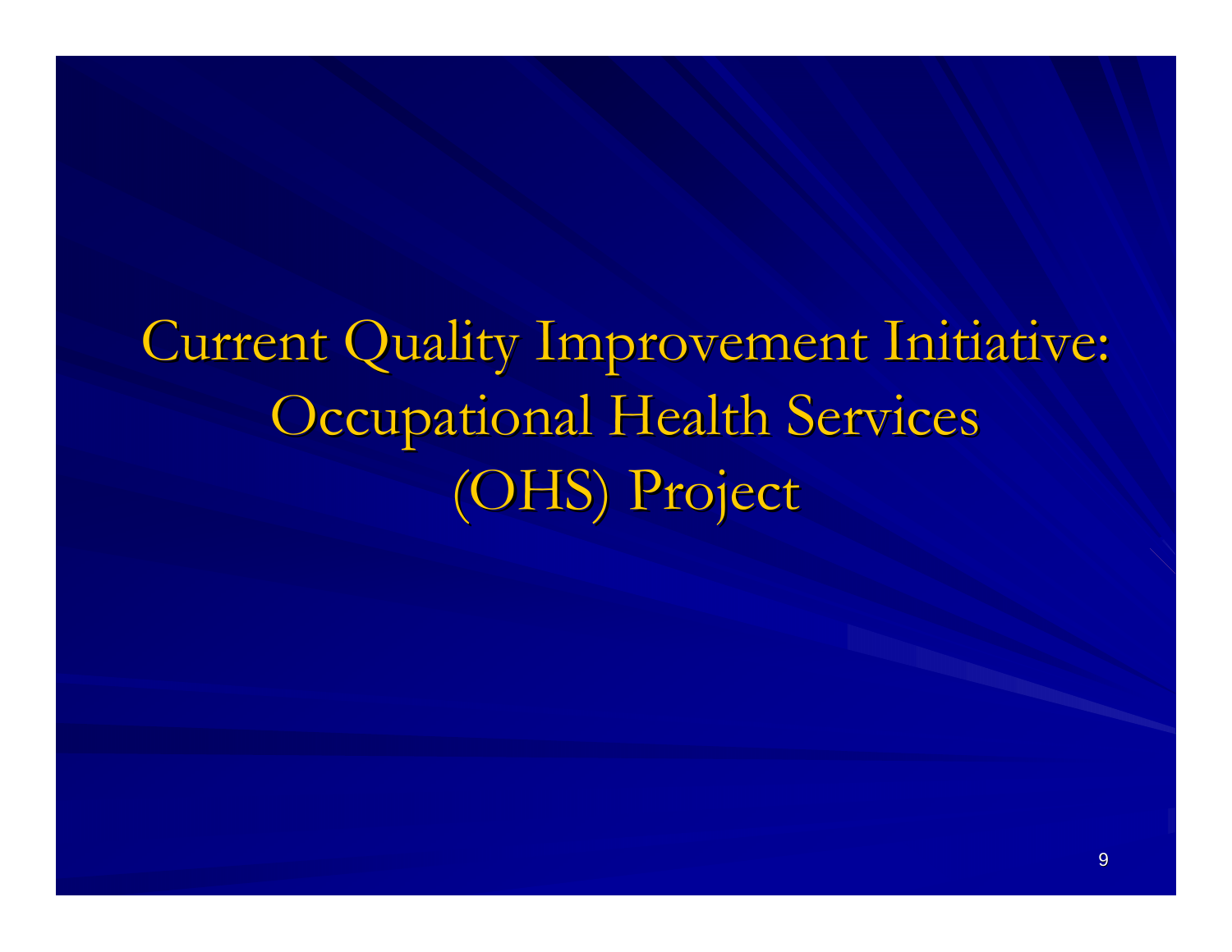# Current Quality Improvement Initiative: Occupational Health Services (OHS) Project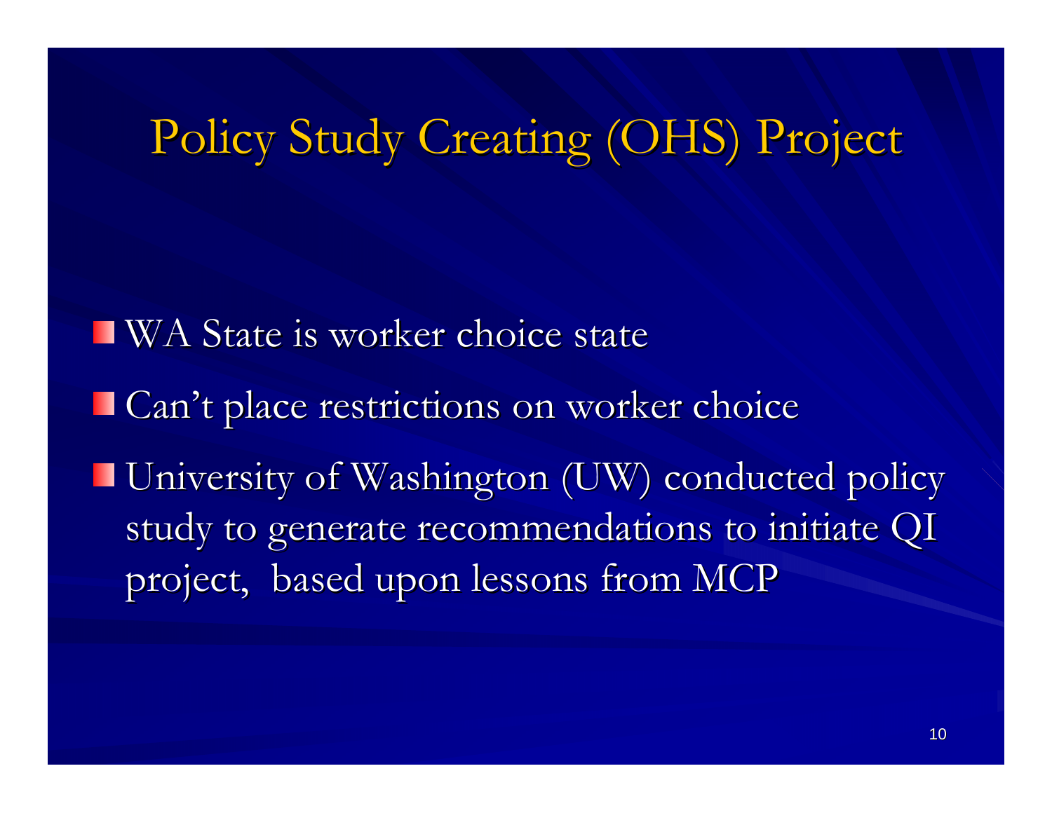# Policy Study Creating (OHS) Project

- WA State is worker choice state
- Can't place restrictions on worker choice
- University of Washington (UW) conducted policy study to generate recommendations to initiate QI project, based upon lessons from MCP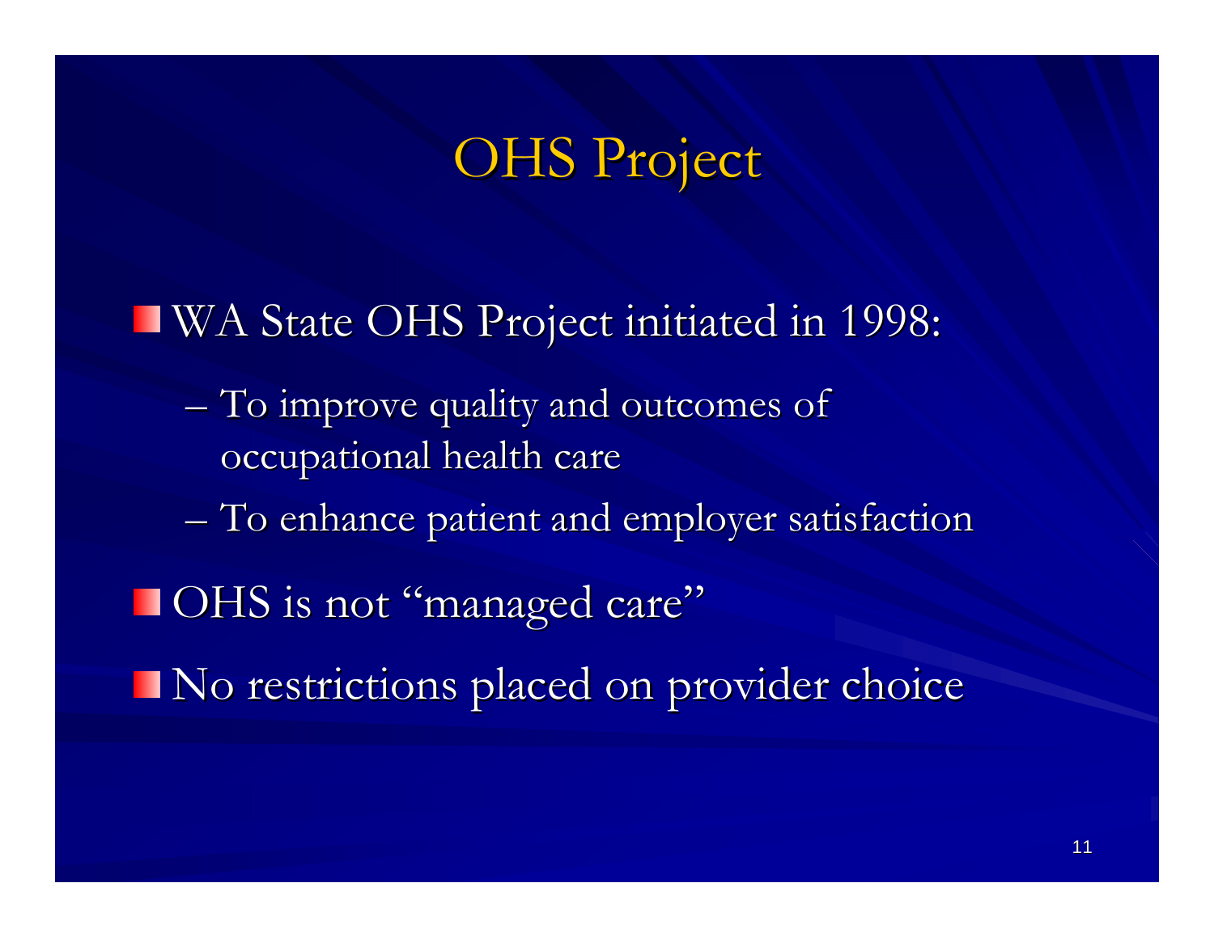# OHS Project

- WA State OHS Project initiated in 1998:
  - To improve quality and outcomes of occupational health care
  - To enhance patient and employer satisfaction
- OHS is not "managed care"
- No restrictions placed on provider choice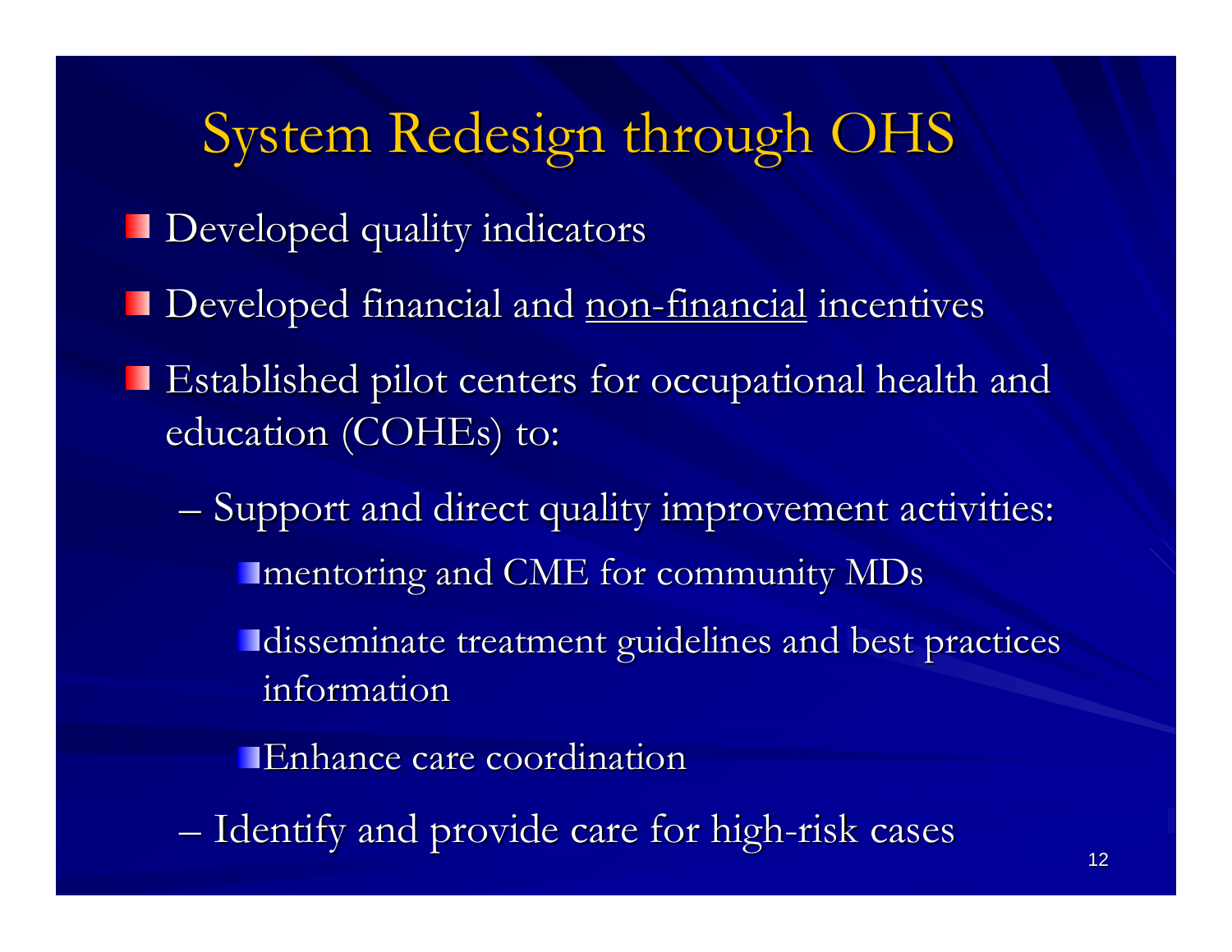# System Redesign through OHS

- Developed quality indicators
- Developed financial and <u>non-financial</u> incentives
- Established pilot centers for occupational health and education (COHEs) to:
  - Support and direct quality improvement activities:
    - mentoring and CME for community MDs
    - disseminate treatment guidelines and best practices information
    - Enhance care coordination
  - Identify and provide care for high-risk cases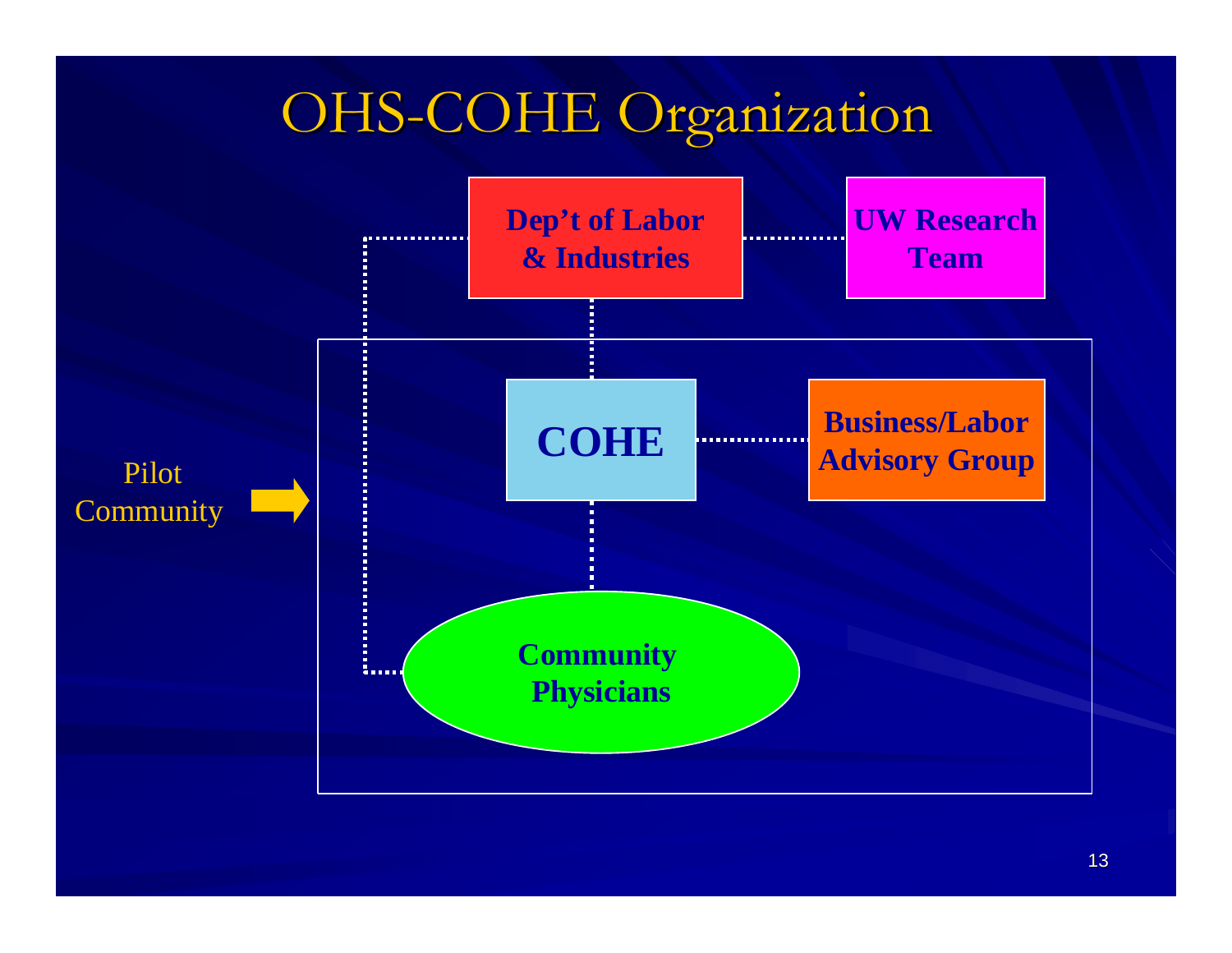# OHS-COHE Organization

Dep't of Labor & Industries

UW Research Team

COHE

Business/Labor Advisory Group

Community Physicians

Pilot Community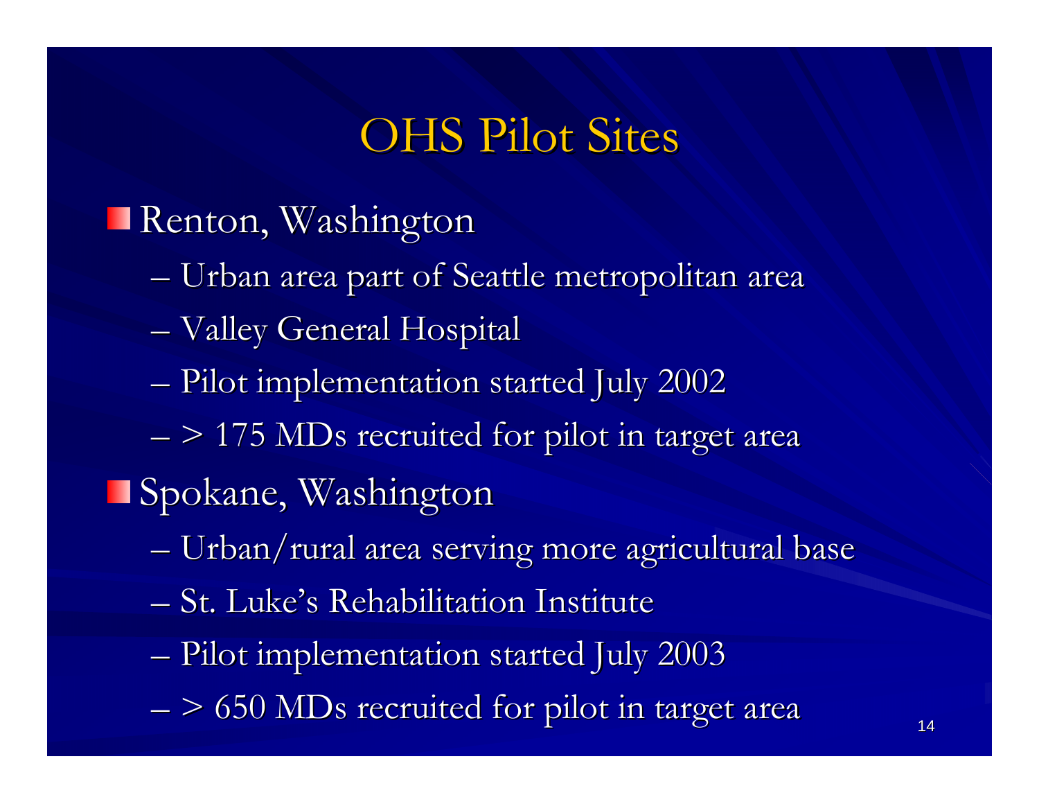# OHS Pilot Sites

- Renton, Washington
  - Urban area part of Seattle metropolitan area
  - Valley General Hospital
  - Pilot implementation started July 2002
  - > 175 MDs recruited for pilot in target area
- Spokane, Washington
  - Urban/rural area serving more agricultural base
  - St. Luke's Rehabilitation Institute
  - Pilot implementation started July 2003
  - > 650 MDs recruited for pilot in target area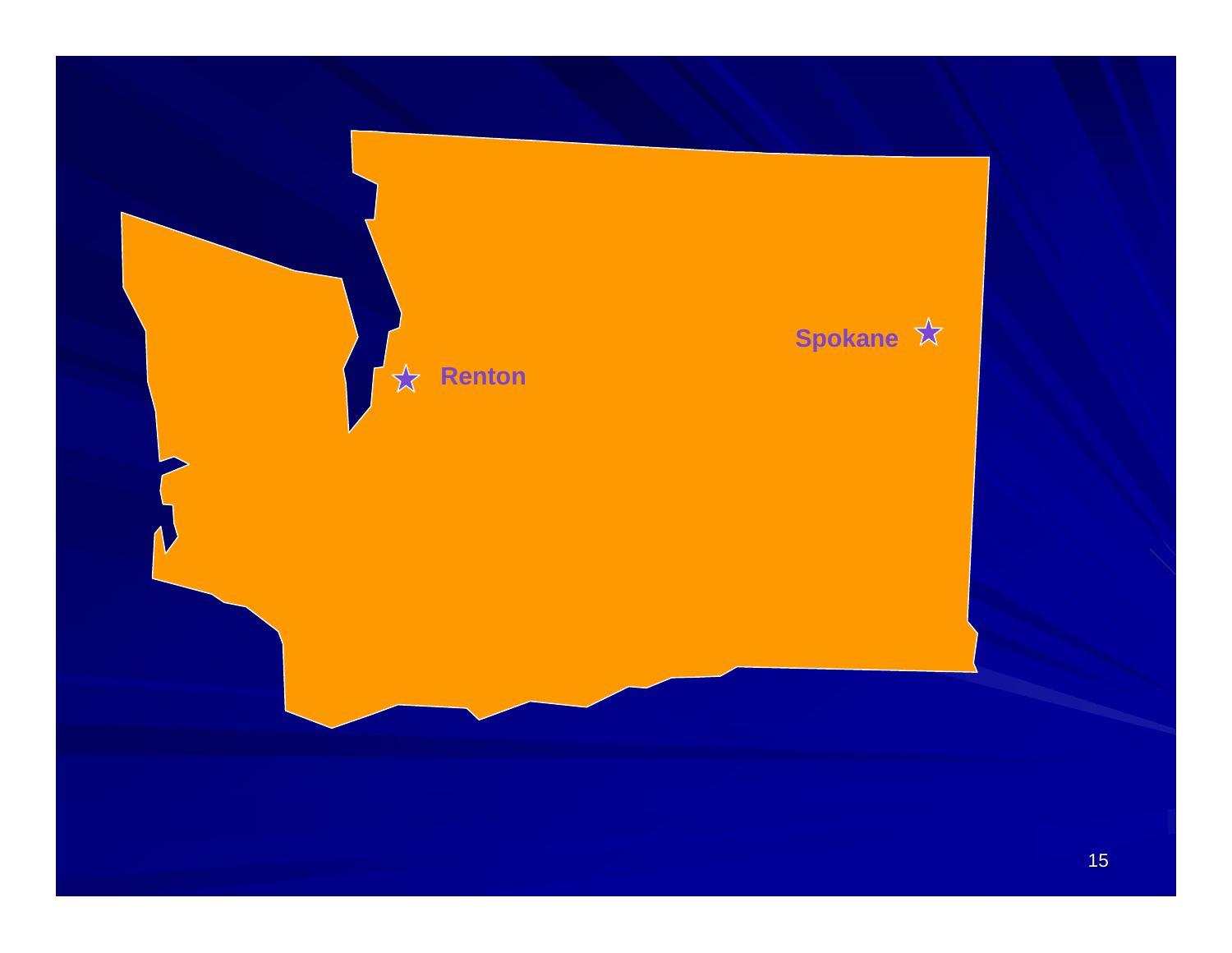Renton

Spokane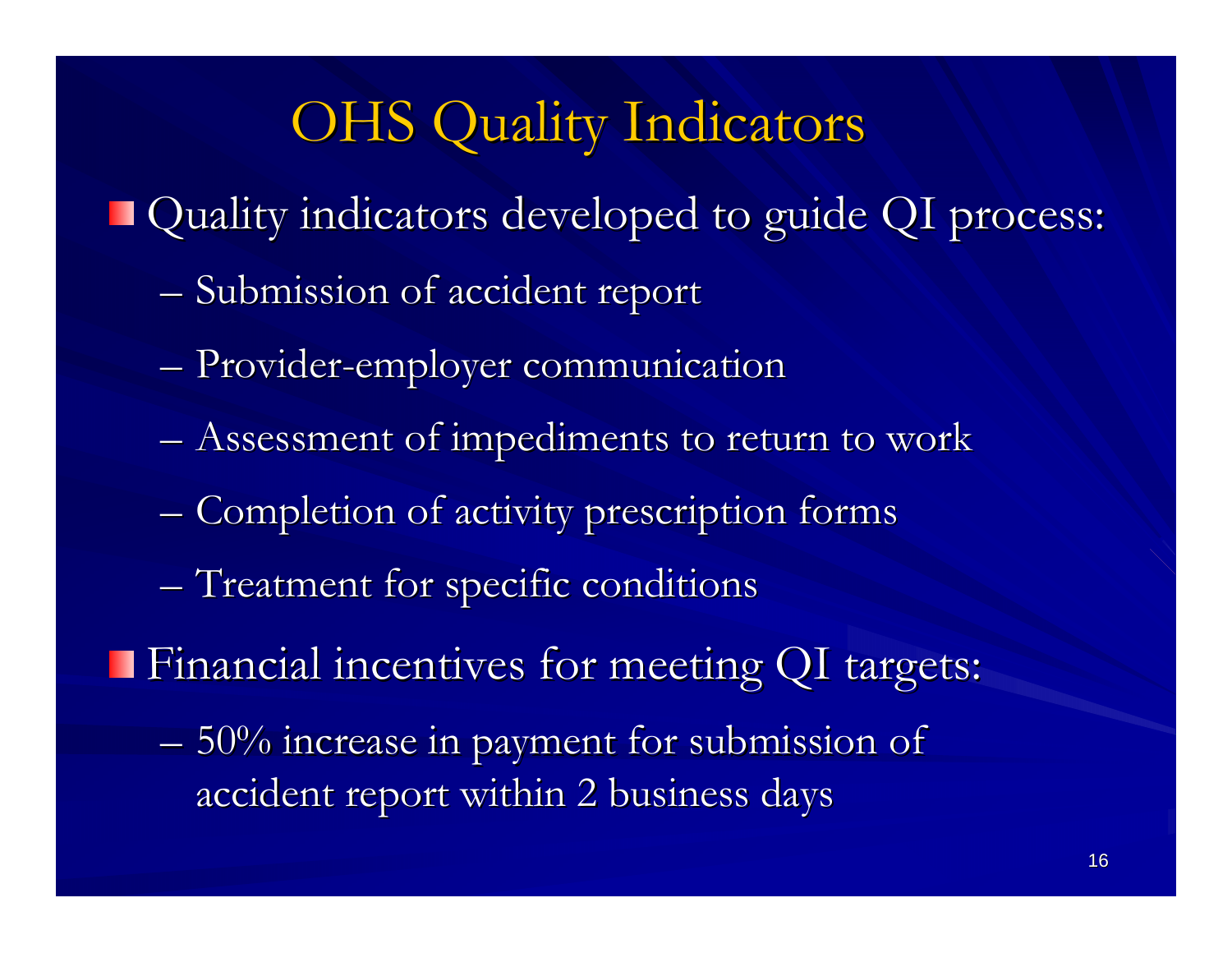# OHS Quality Indicators

- Quality indicators developed to guide QI process:
  - Submission of accident report
  - Provider-employer communication
  - Assessment of impediments to return to work
  - Completion of activity prescription forms
  - Treatment for specific conditions
- Financial incentives for meeting QI targets:
  - 50% increase in payment for submission of accident report within 2 business days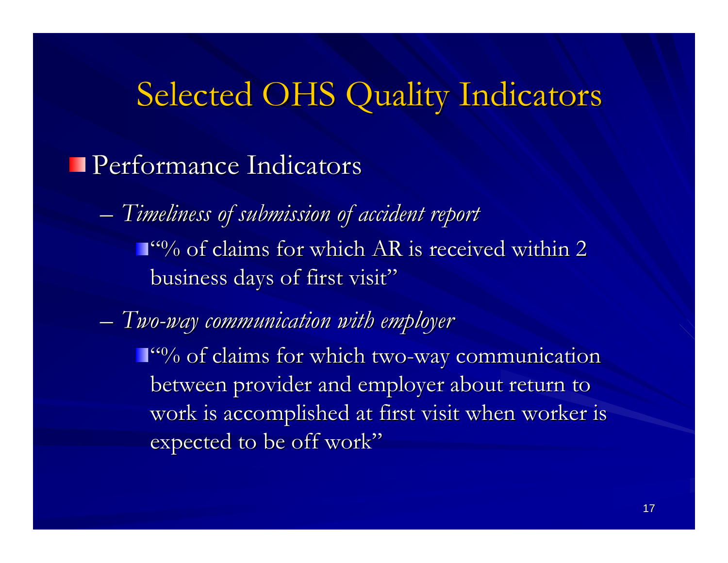# Selected OHS Quality Indicators

- Performance Indicators
  - *Timeliness of submission of accident report*
    - "% of claims for which AR is received within 2 business days of first visit"
  - *Two-way communication with employer*
    - "% of claims for which two-way communication between provider and employer about return to work is accomplished at first visit when worker is expected to be off work"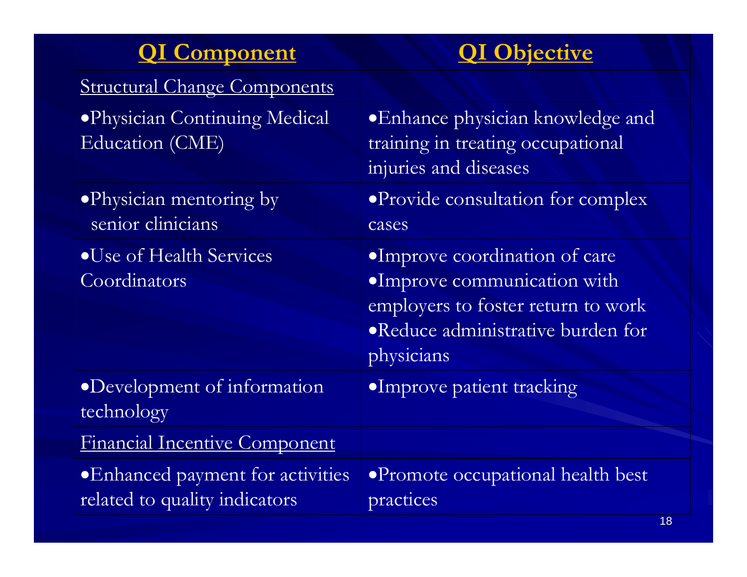| QI Component | QI Objective |
| --- | --- |
| Structural Change Components | |
| •Physician Continuing Medical Education (CME) | •Enhance physician knowledge and training in treating occupational injuries and diseases |
| •Physician mentoring by senior clinicians | •Provide consultation for complex cases |
| •Use of Health Services Coordinators | •Improve coordination of care<br>•Improve communication with employers to foster return to work<br>•Reduce administrative burden for physicians |
| •Development of information technology | •Improve patient tracking |
| Financial Incentive Component | |
| •Enhanced payment for activities related to quality indicators | •Promote occupational health best practices |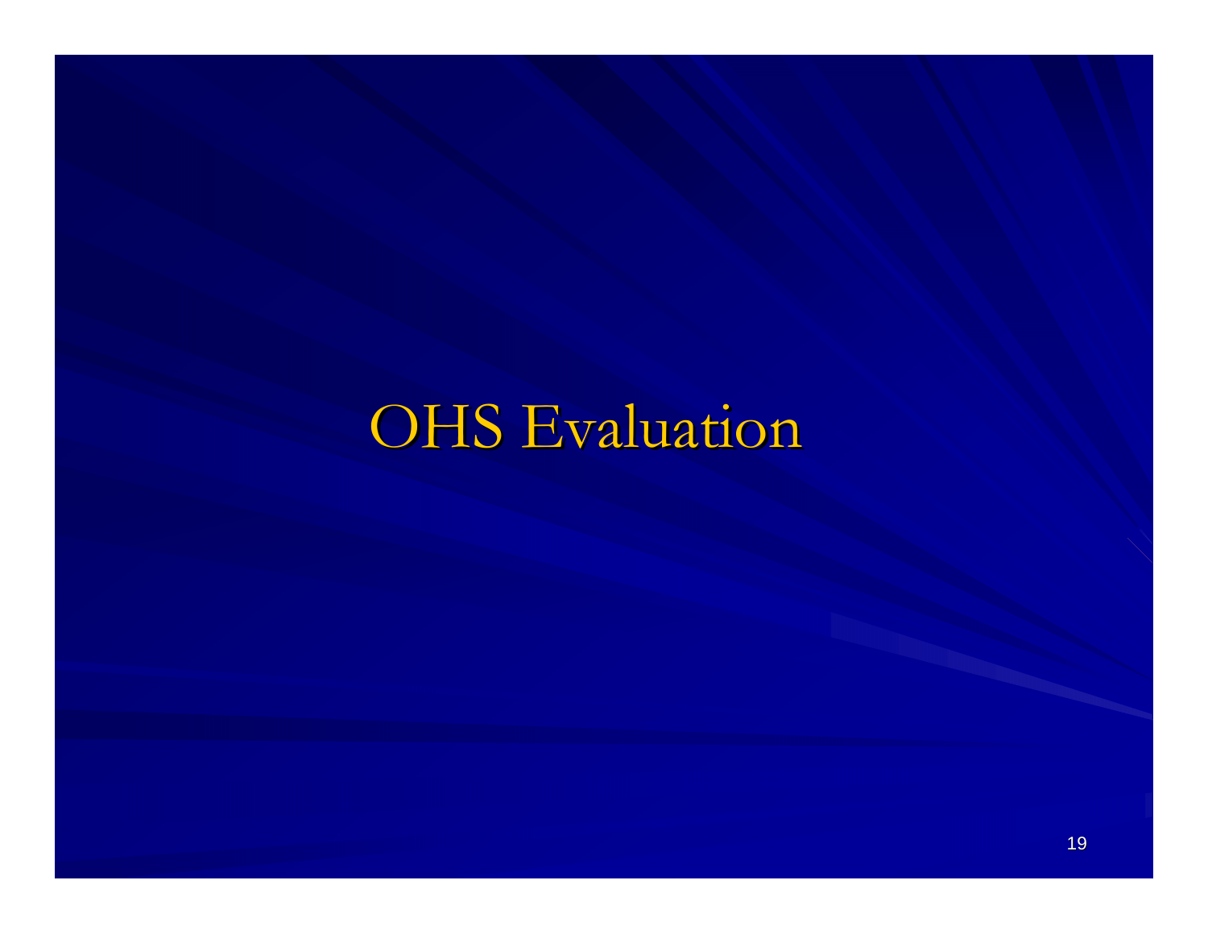# OHS Evaluation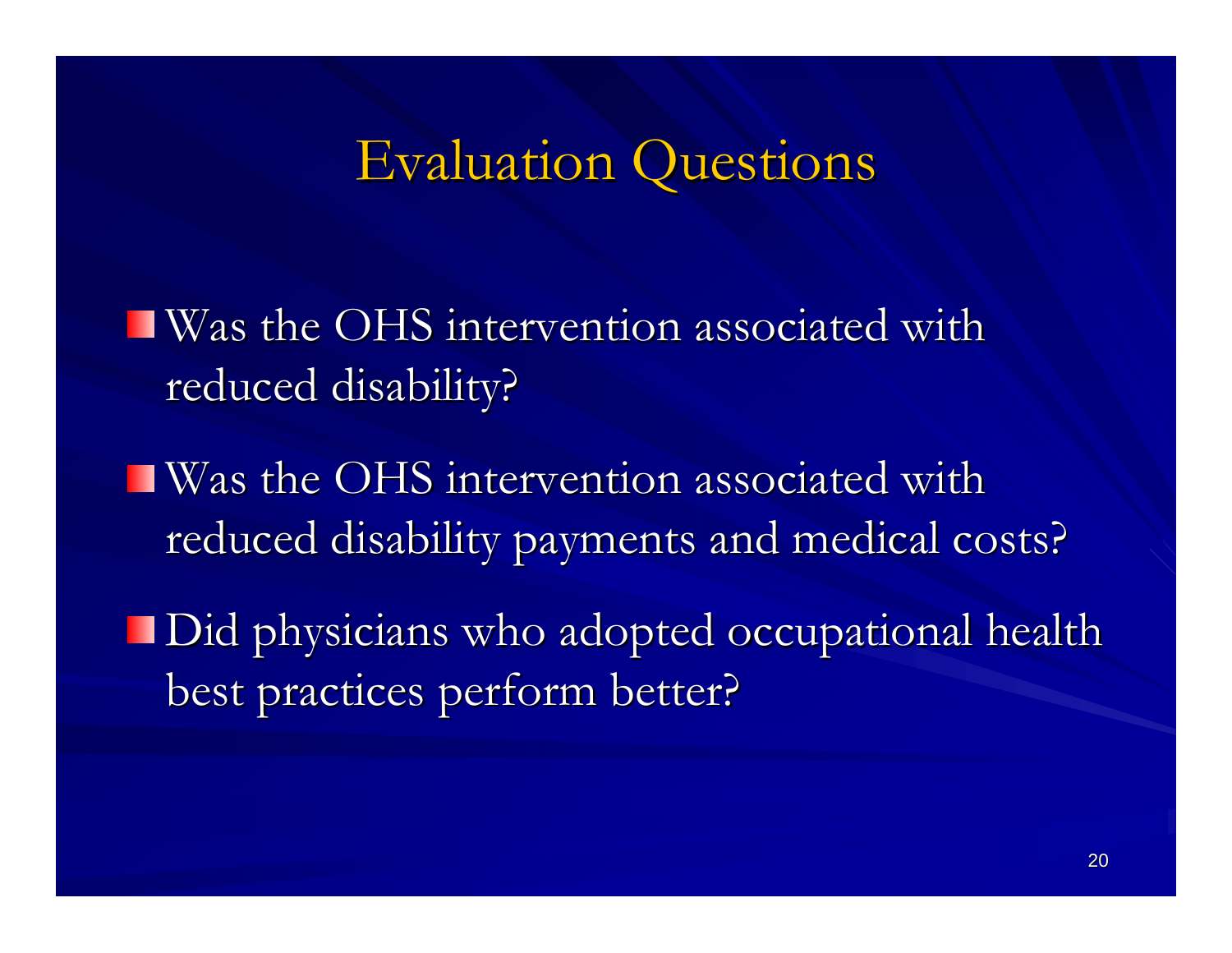# Evaluation Questions

- Was the OHS intervention associated with reduced disability?
- Was the OHS intervention associated with reduced disability payments and medical costs?
- Did physicians who adopted occupational health best practices perform better?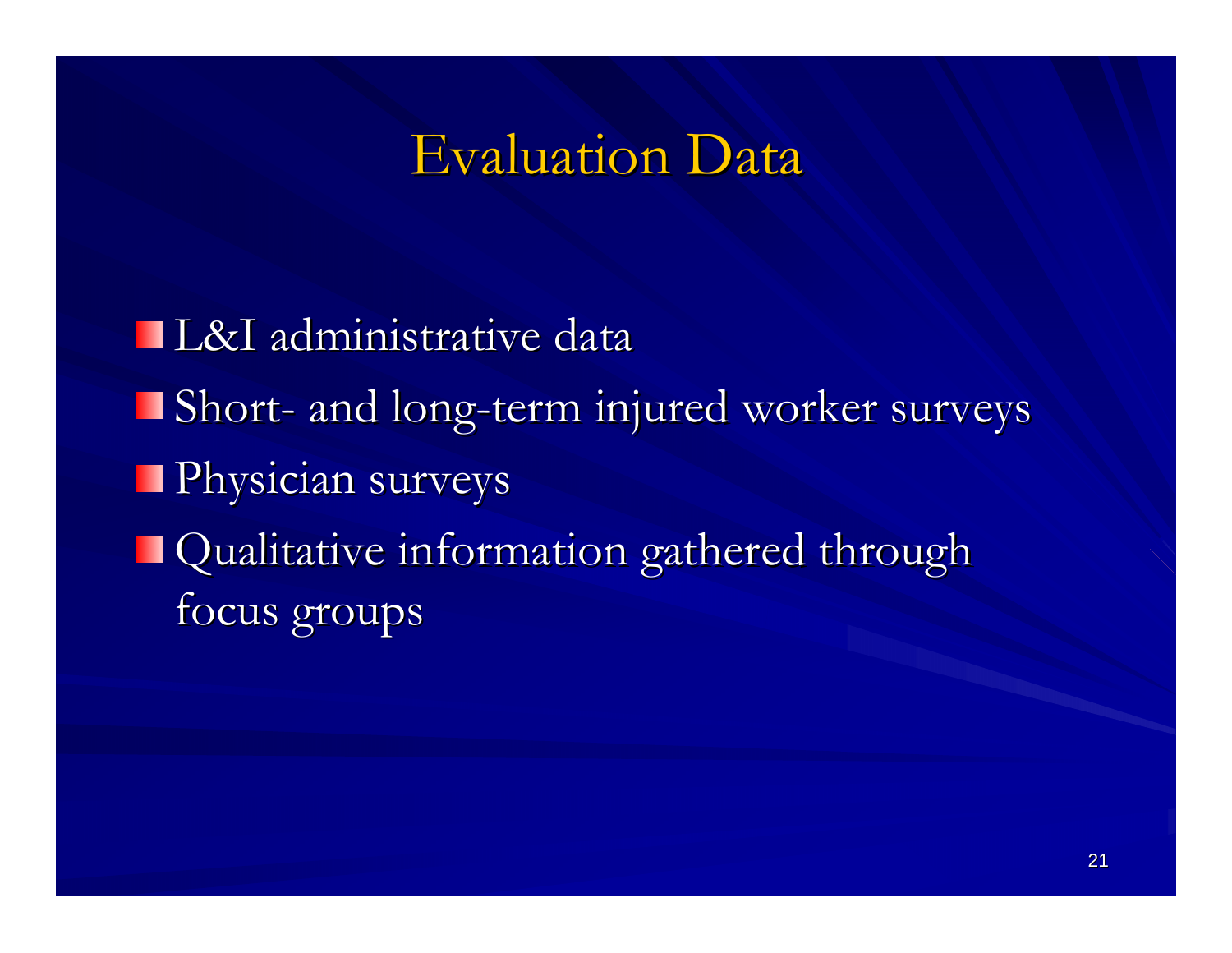# Evaluation Data

- L&I administrative data
- Short- and long-term injured worker surveys
- Physician surveys
- Qualitative information gathered through focus groups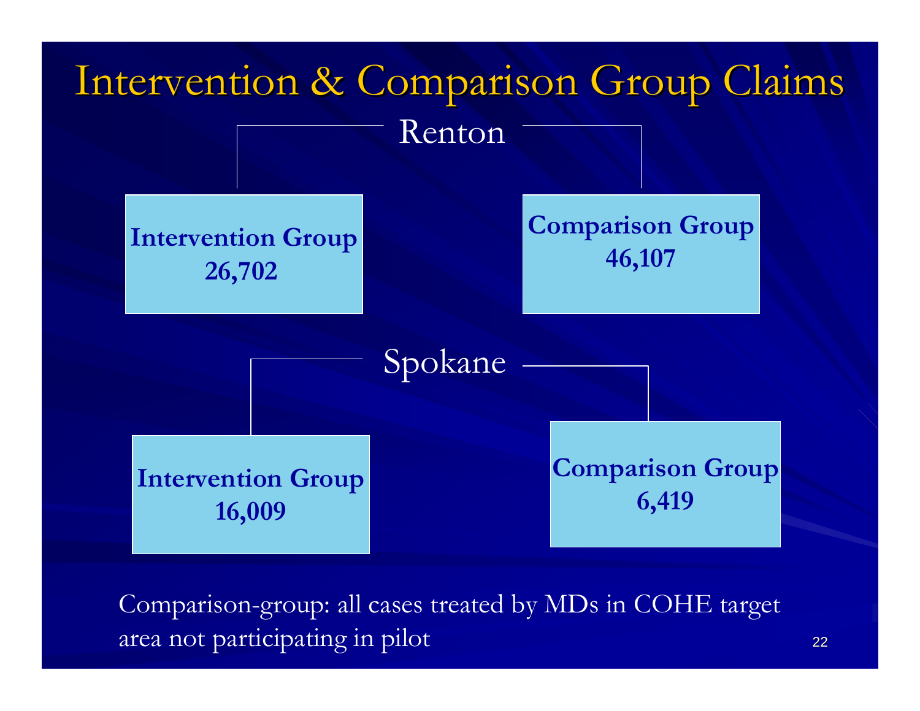# Intervention & Comparison Group Claims

## Renton

**Intervention Group**
**26,702**

**Comparison Group**
**46,107**

## Spokane

**Intervention Group**
**16,009**

**Comparison Group**
**6,419**

Comparison-group: all cases treated by MDs in COHE target area not participating in pilot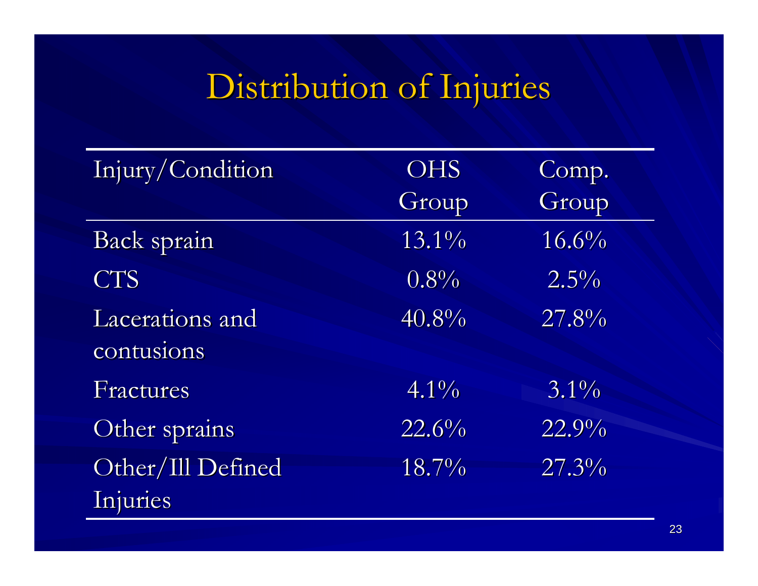# Distribution of Injuries

| Injury/Condition | OHS Group | Comp. Group |
|---|---|---|
| Back sprain | 13.1% | 16.6% |
| CTS | 0.8% | 2.5% |
| Lacerations and contusions | 40.8% | 27.8% |
| Fractures | 4.1% | 3.1% |
| Other sprains | 22.6% | 22.9% |
| Other/Ill Defined Injuries | 18.7% | 27.3% |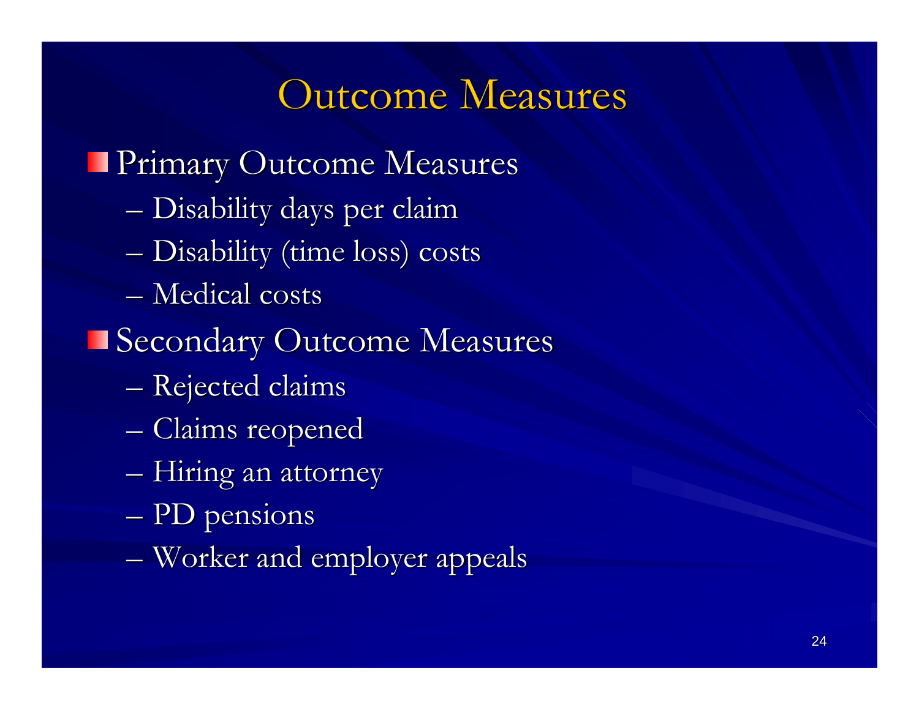# Outcome Measures

- Primary Outcome Measures
  - Disability days per claim
  - Disability (time loss) costs
  - Medical costs
- Secondary Outcome Measures
  - Rejected claims
  - Claims reopened
  - Hiring an attorney
  - PD pensions
  - Worker and employer appeals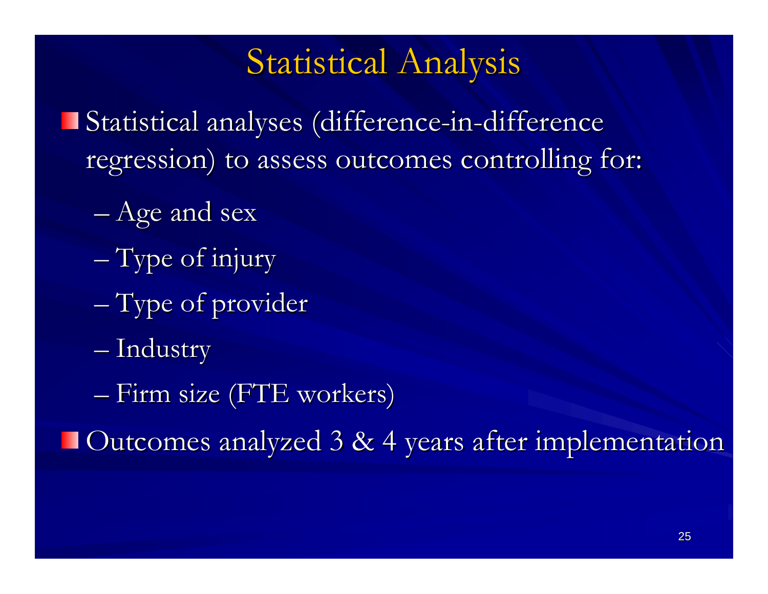# Statistical Analysis

- Statistical analyses (difference-in-difference regression) to assess outcomes controlling for:
  - Age and sex
  - Type of injury
  - Type of provider
  - Industry
  - Firm size (FTE workers)
- Outcomes analyzed 3 & 4 years after implementation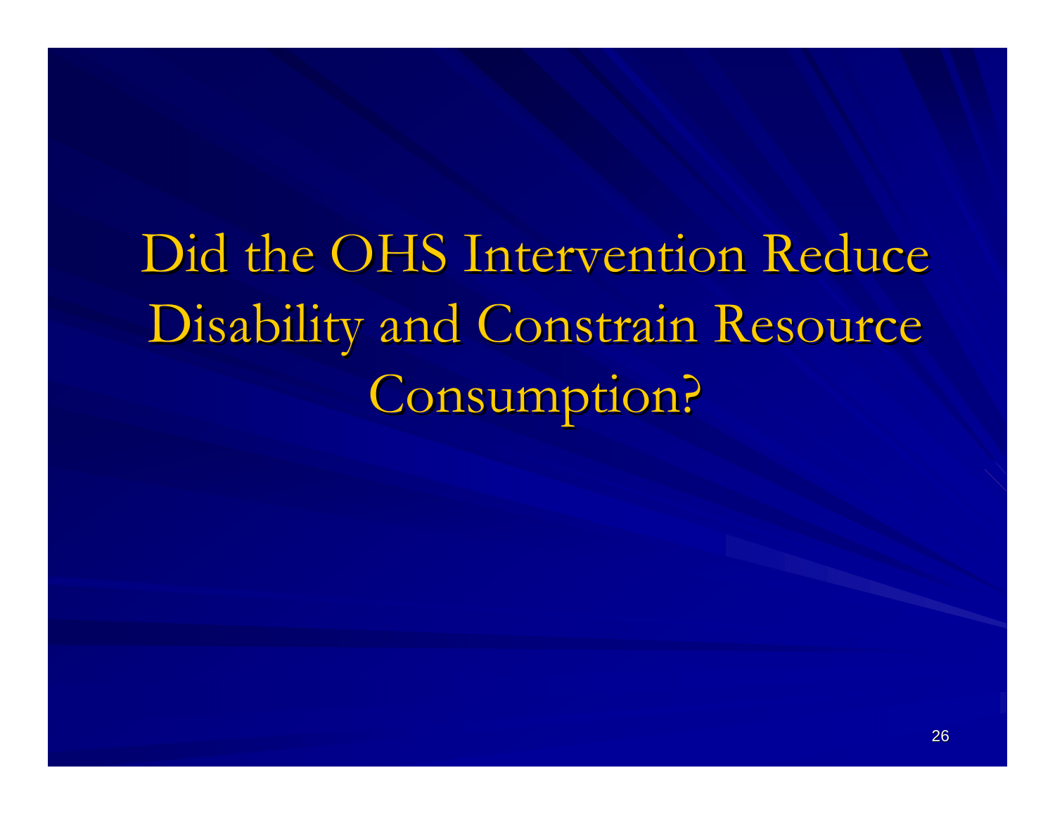# Did the OHS Intervention Reduce Disability and Constrain Resource Consumption?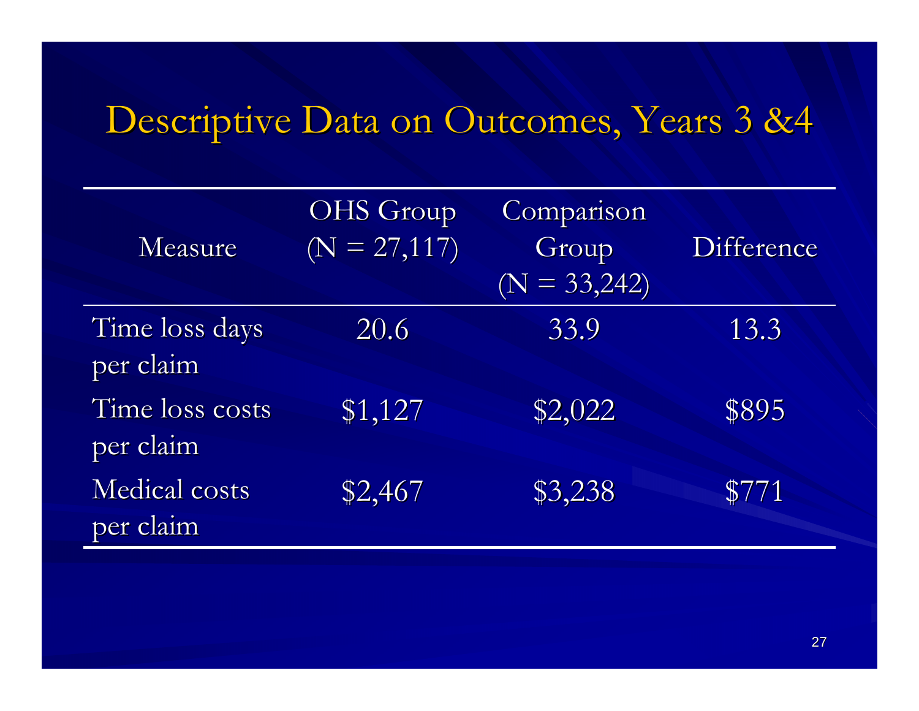# Descriptive Data on Outcomes, Years 3 &4

| Measure | OHS Group (N = 27,117) | Comparison Group (N = 33,242) | Difference |
|---|---|---|---|
| Time loss days per claim | 20.6 | 33.9 | 13.3 |
| Time loss costs per claim | $1,127 | $2,022 | $895 |
| Medical costs per claim | $2,467 | $3,238 | $771 |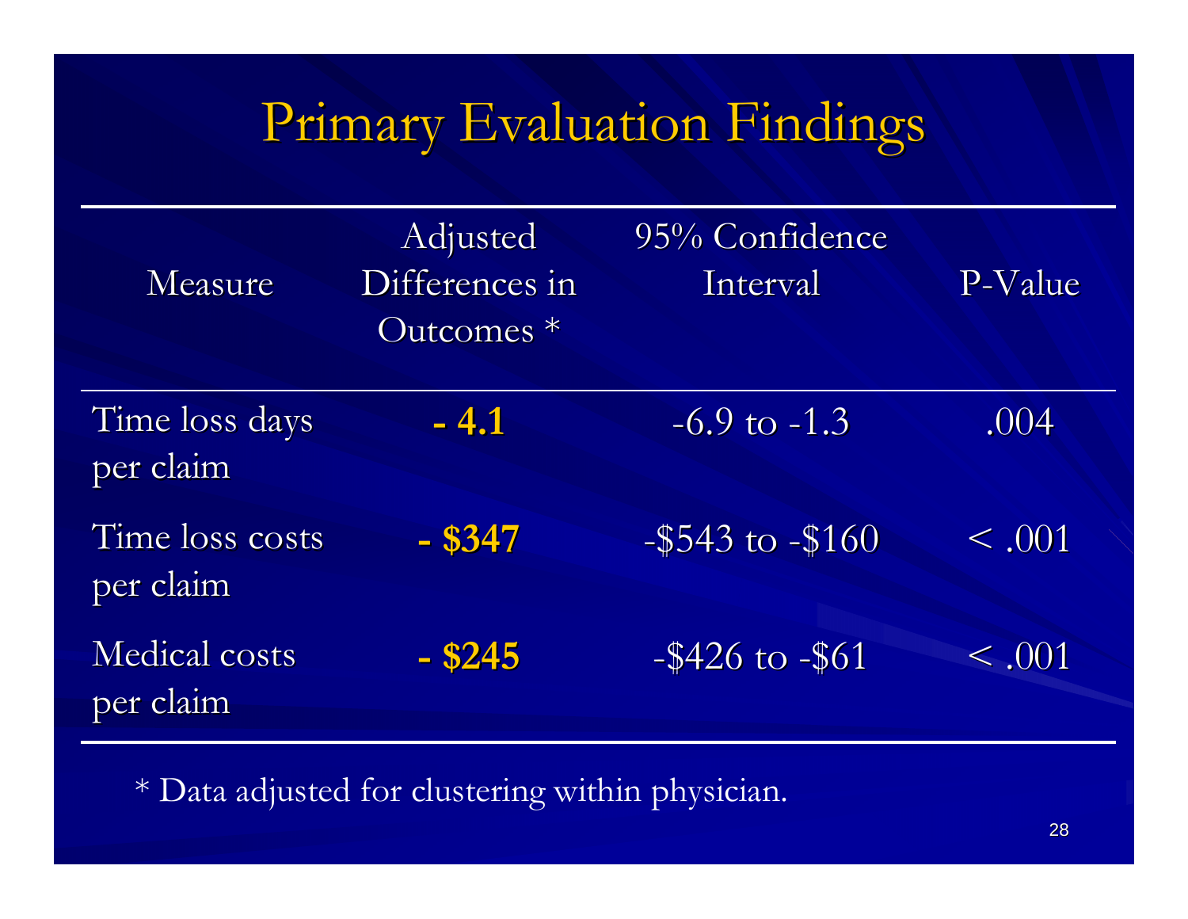# Primary Evaluation Findings

| Measure | Adjusted Differences in Outcomes * | 95% Confidence Interval | P-Value |
|---|---|---|---|
| Time loss days per claim | **- 4.1** | -6.9 to -1.3 | .004 |
| Time loss costs per claim | **- $347** | -$543 to -$160 | < .001 |
| Medical costs per claim | **- $245** | -$426 to -$61 | < .001 |

* Data adjusted for clustering within physician.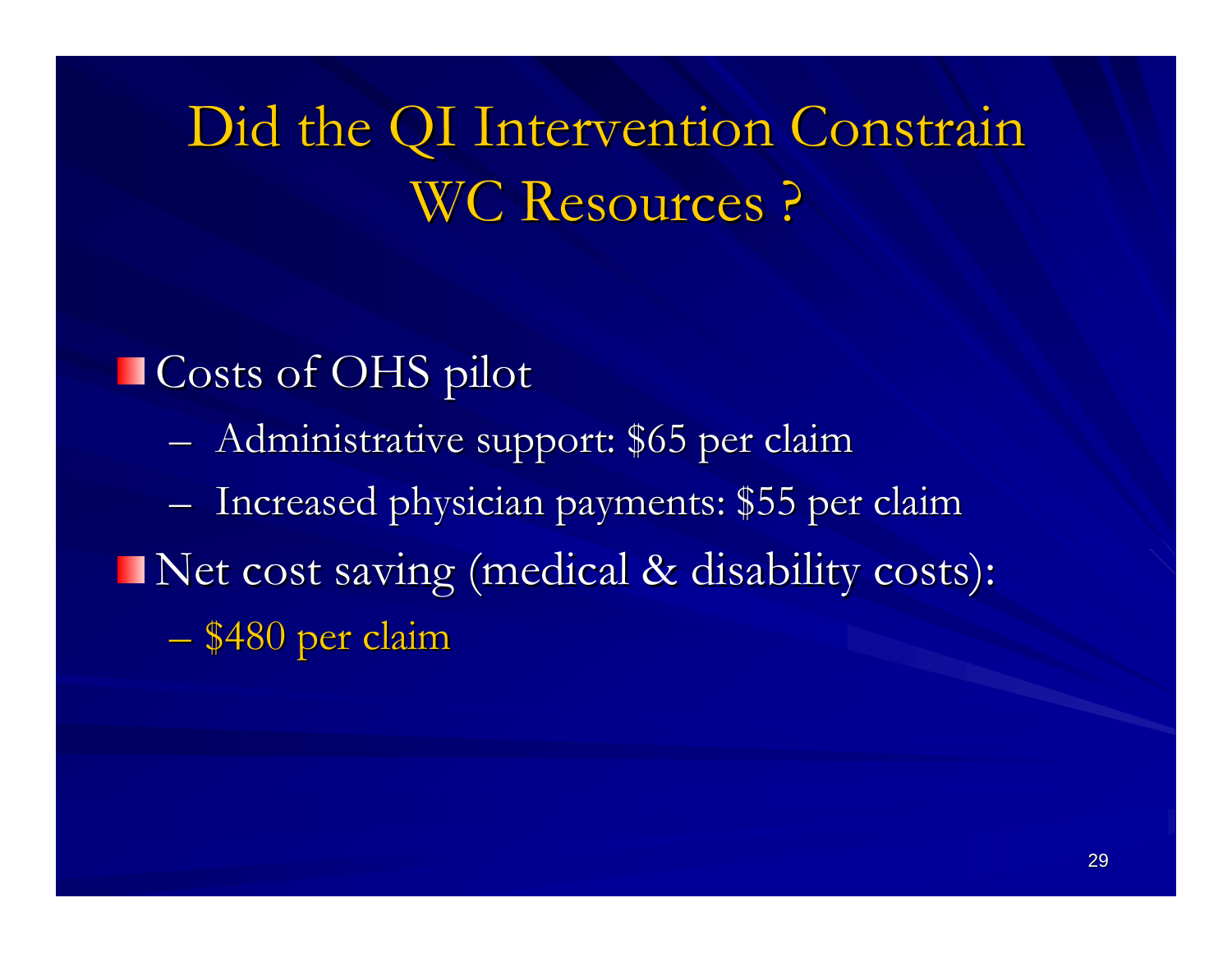# Did the QI Intervention Constrain WC Resources ?

- Costs of OHS pilot
  - Administrative support: $65 per claim
  - Increased physician payments: $55 per claim
- Net cost saving (medical & disability costs):
  - $480 per claim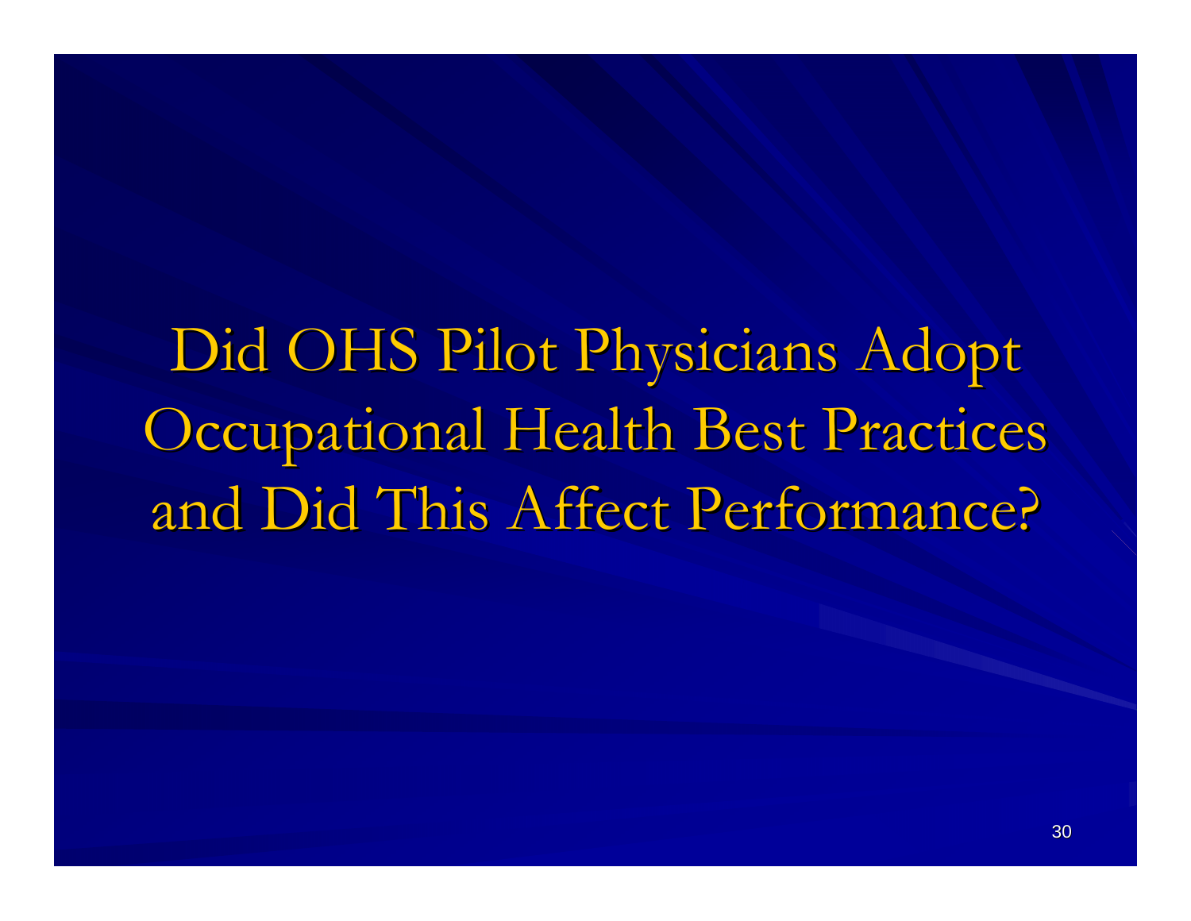# Did OHS Pilot Physicians Adopt Occupational Health Best Practices and Did This Affect Performance?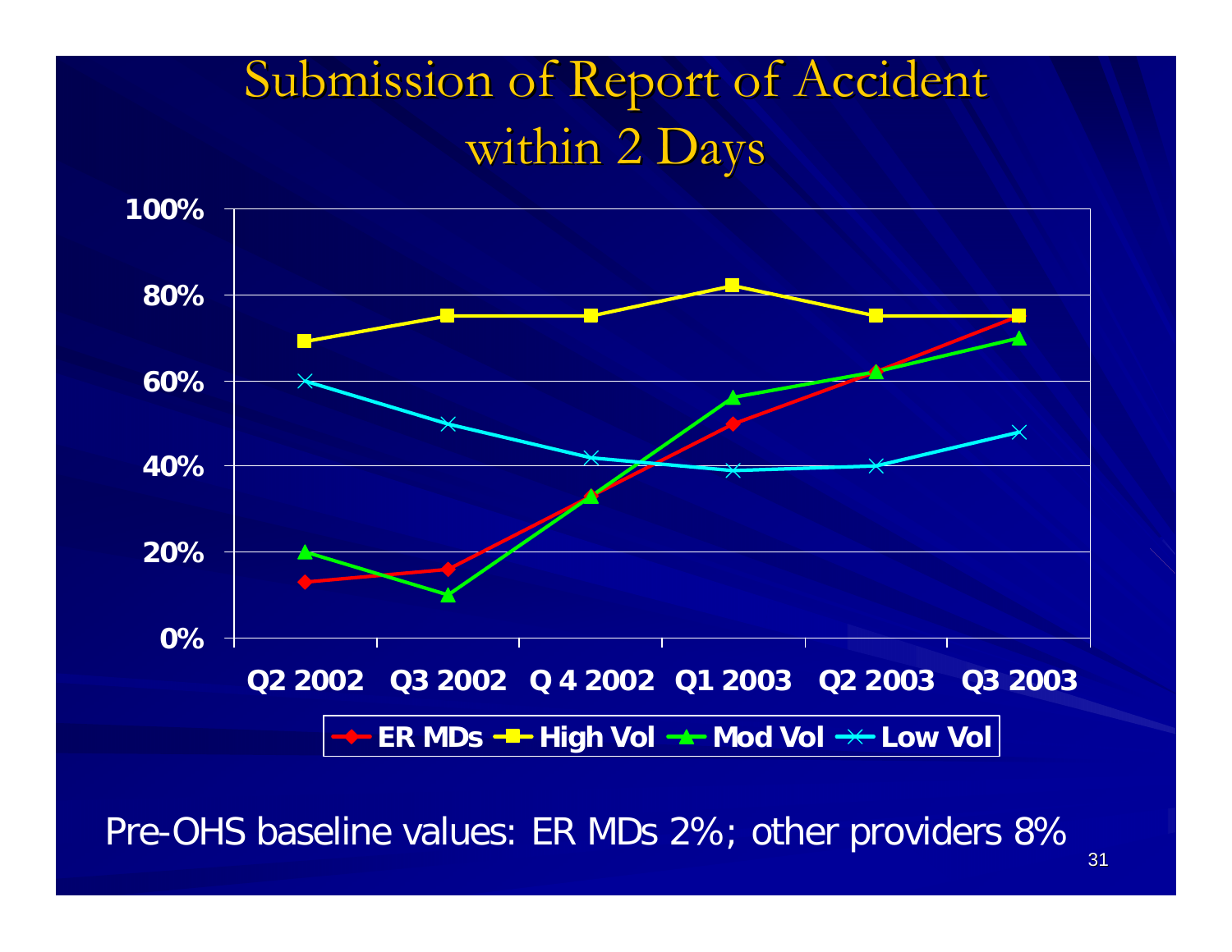# Submission of Report of Accident within 2 Days

| Quarter | ER MDs | High Vol | Mod Vol | Low Vol |
|---|---|---|---|---|
| Q2 2002 | 13% | 69% | 20% | 60% |
| Q3 2002 | 16% | 75% | 10% | 50% |
| Q 4 2002 | 33% | 75% | 33% | 42% |
| Q1 2003 | 50% | 82% | 56% | 39% |
| Q2 2003 | 62% | 75% | 62% | 40% |
| Q3 2003 | 75% | 75% | 70% | 48% |

Pre-OHS baseline values: ER MDs 2%; other providers 8%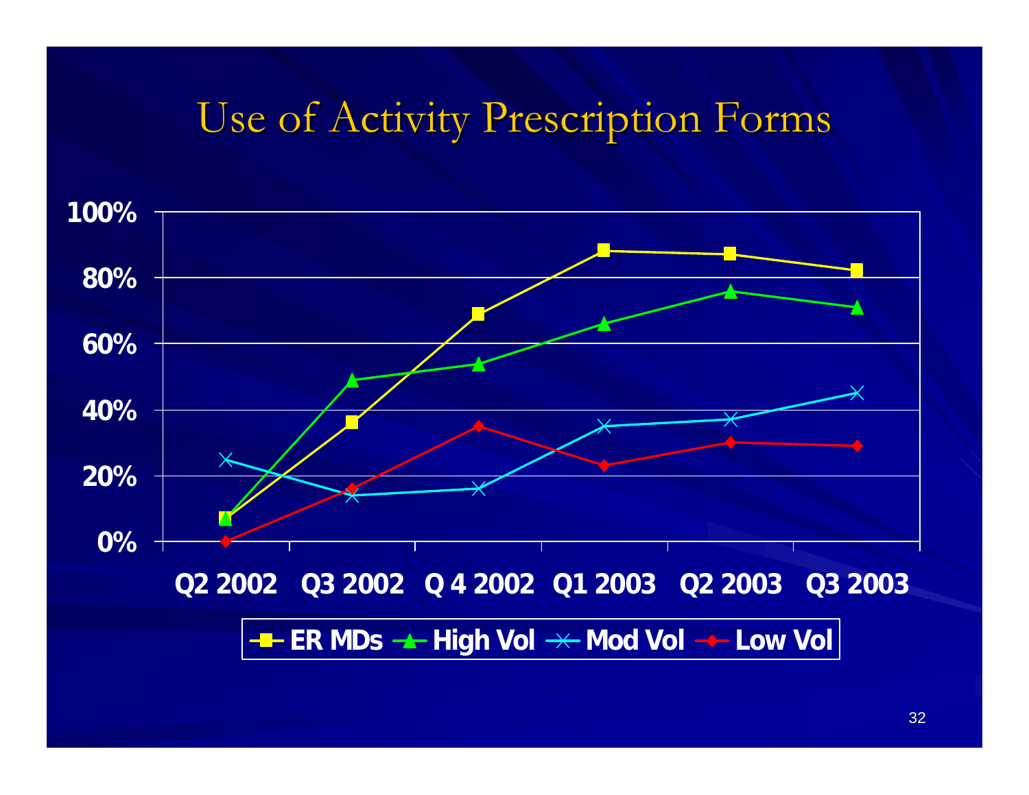# Use of Activity Prescription Forms

100%
80%
60%
40%
20%
0%

Q2 2002 Q3 2002 Q 4 2002 Q1 2003 Q2 2003 Q3 2003

ER MDs High Vol Mod Vol Low Vol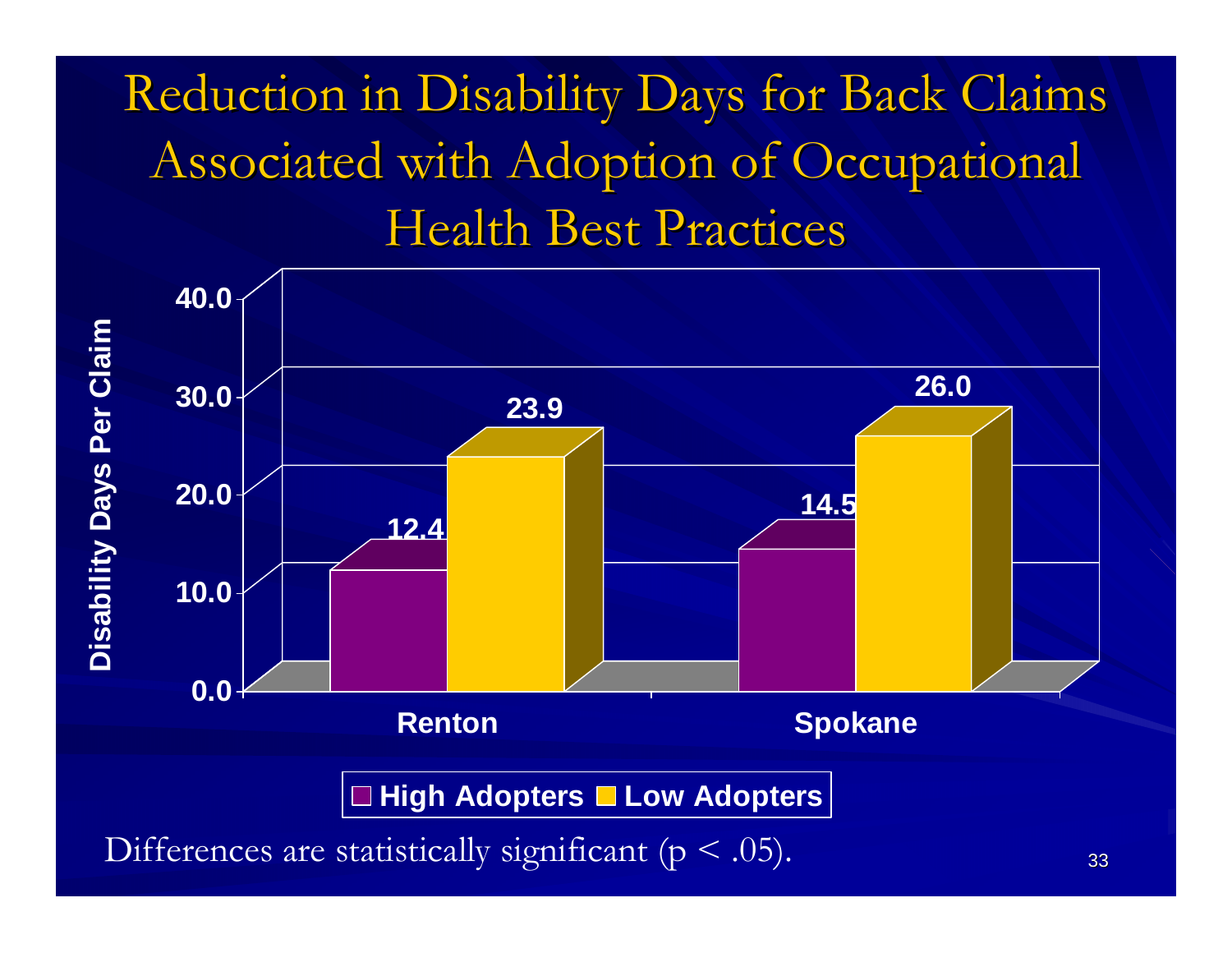# Reduction in Disability Days for Back Claims Associated with Adoption of Occupational Health Best Practices

| | High Adopters | Low Adopters |
|---|---|---|
| Renton | 12.4 | 23.9 |
| Spokane | 14.5 | 26.0 |

Disability Days Per Claim

Differences are statistically significant ($p < .05$).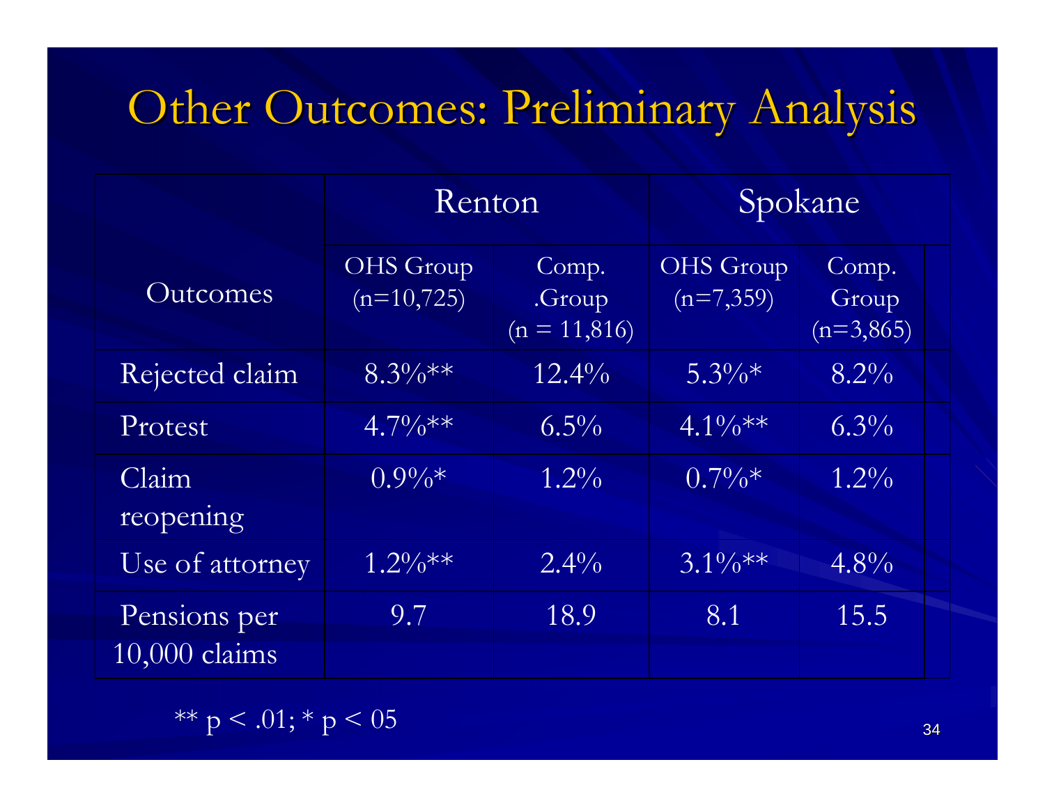# Other Outcomes: Preliminary Analysis

| Outcomes | Renton | | Spokane | |
|---|---|---|---|---|
| | OHS Group (n=10,725) | Comp. .Group (n = 11,816) | OHS Group (n=7,359) | Comp. Group (n=3,865) |
| Rejected claim | 8.3%** | 12.4% | 5.3%* | 8.2% |
| Protest | 4.7%** | 6.5% | 4.1%** | 6.3% |
| Claim reopening | 0.9%* | 1.2% | 0.7%* | 1.2% |
| Use of attorney | 1.2%** | 2.4% | 3.1%** | 4.8% |
| Pensions per 10,000 claims | 9.7 | 18.9 | 8.1 | 15.5 |

** $p < .01$; * $p < 05$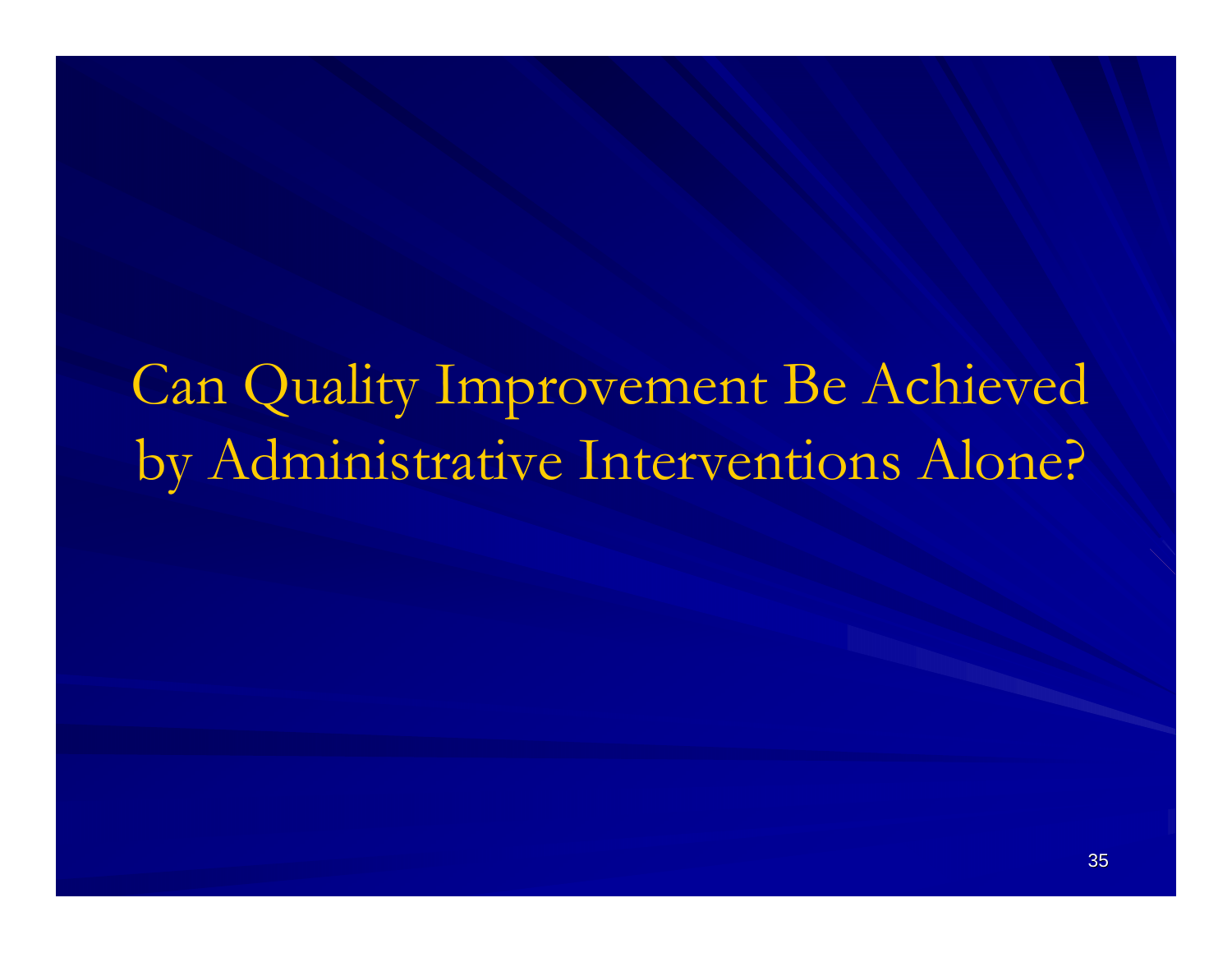# Can Quality Improvement Be Achieved by Administrative Interventions Alone?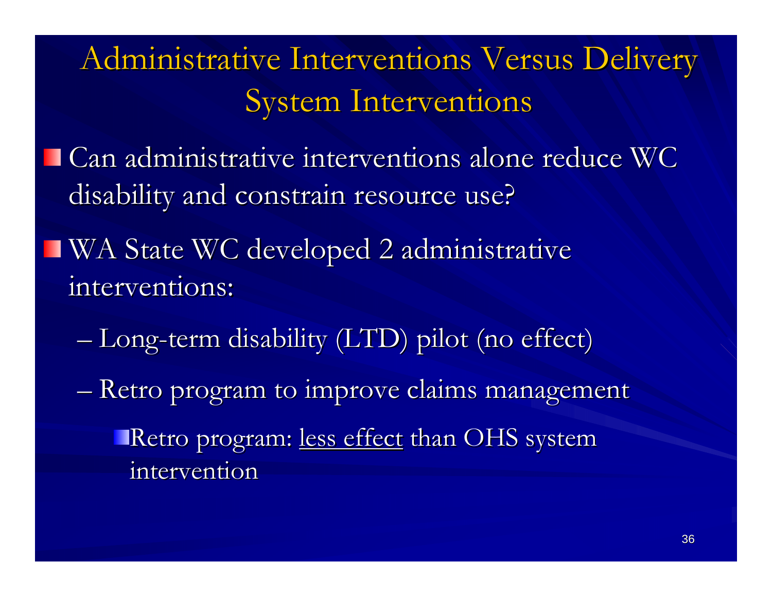# Administrative Interventions Versus Delivery System Interventions

- Can administrative interventions alone reduce WC disability and constrain resource use?
- WA State WC developed 2 administrative interventions:
  - Long-term disability (LTD) pilot (no effect)
  - Retro program to improve claims management
    - Retro program: <u>less effect</u> than OHS system intervention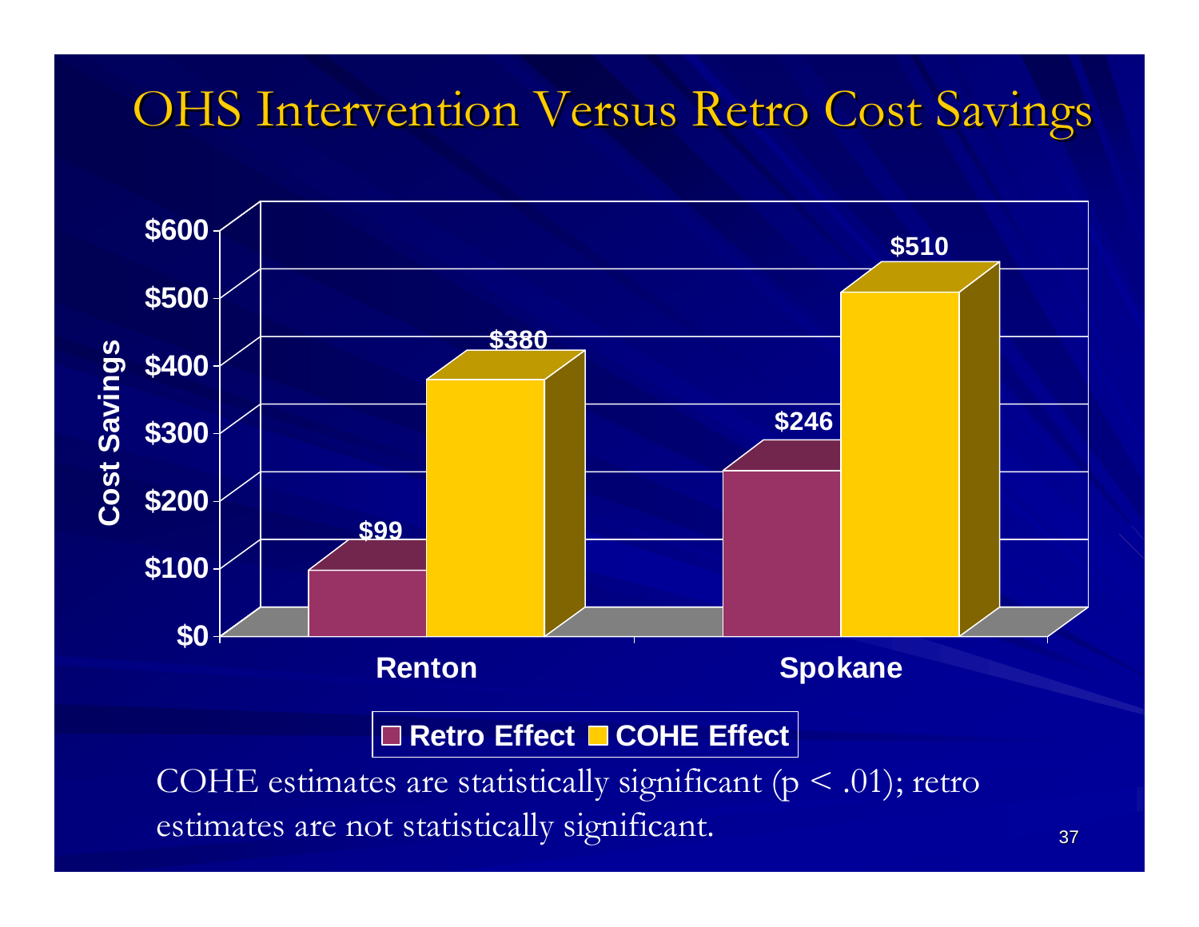# OHS Intervention Versus Retro Cost Savings

| Cost Savings | Retro Effect | COHE Effect |
| --- | --- | --- |
| Renton | $99 | $380 |
| Spokane | $246 | $510 |

COHE estimates are statistically significant ($p < .01$); retro estimates are not statistically significant.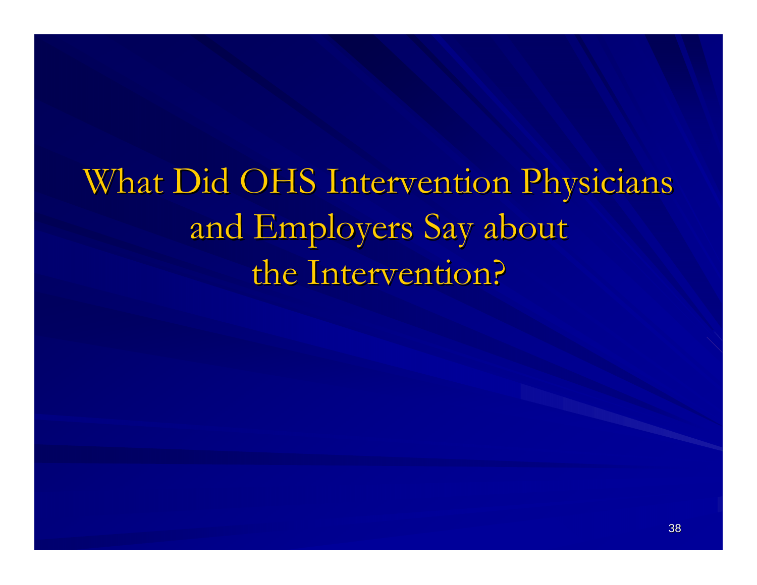# What Did OHS Intervention Physicians and Employers Say about the Intervention?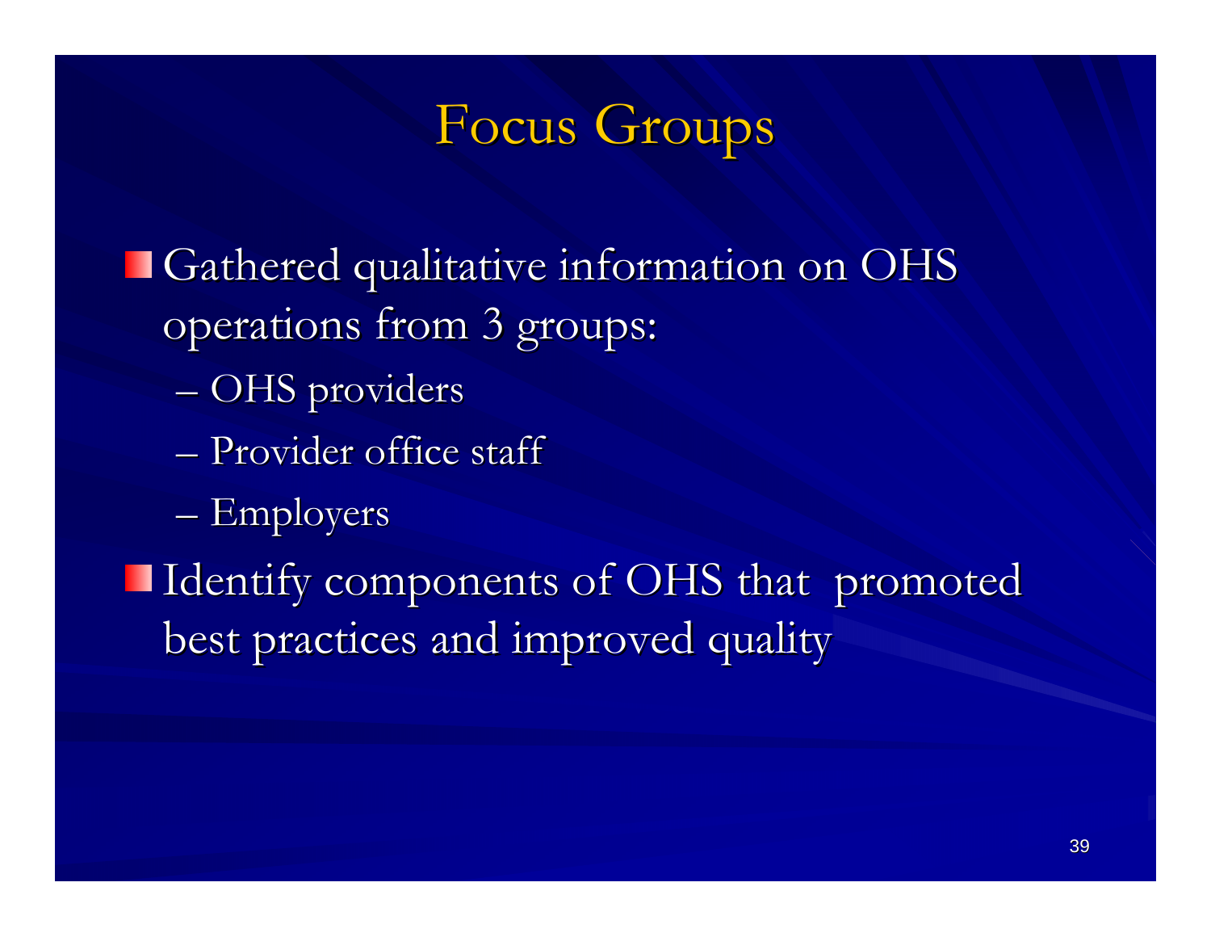# Focus Groups

- Gathered qualitative information on OHS operations from 3 groups:
  - OHS providers
  - Provider office staff
  - Employers
- Identify components of OHS that promoted best practices and improved quality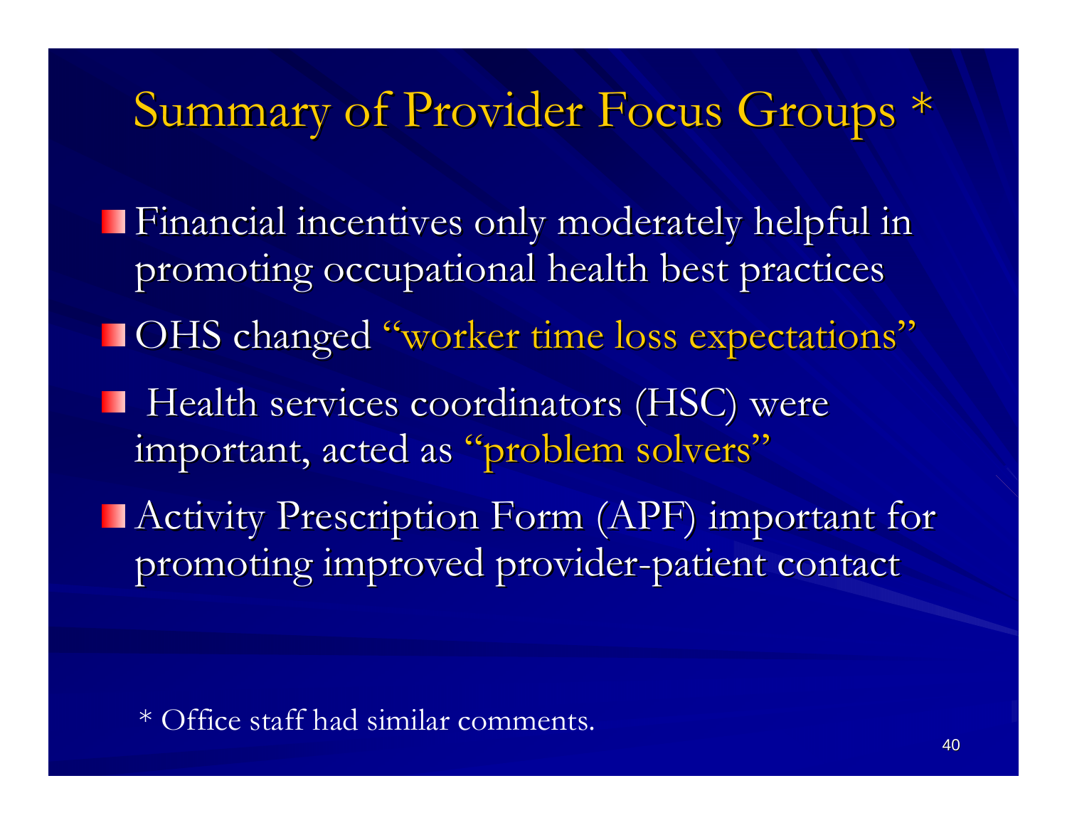# Summary of Provider Focus Groups *

- Financial incentives only moderately helpful in promoting occupational health best practices
- OHS changed "worker time loss expectations"
- Health services coordinators (HSC) were important, acted as "problem solvers"
- Activity Prescription Form (APF) important for promoting improved provider-patient contact

* Office staff had similar comments.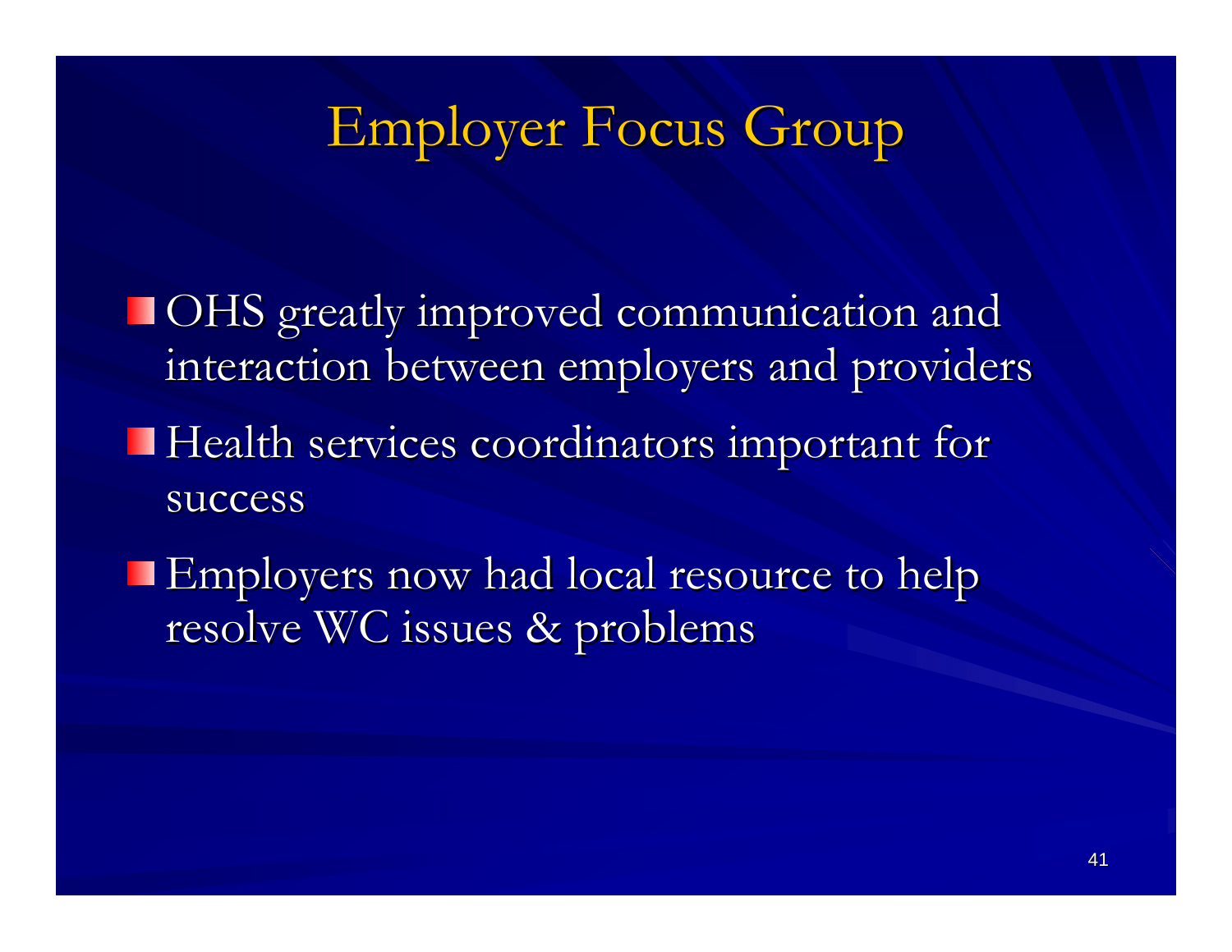# Employer Focus Group

- OHS greatly improved communication and interaction between employers and providers
- Health services coordinators important for success
- Employers now had local resource to help resolve WC issues & problems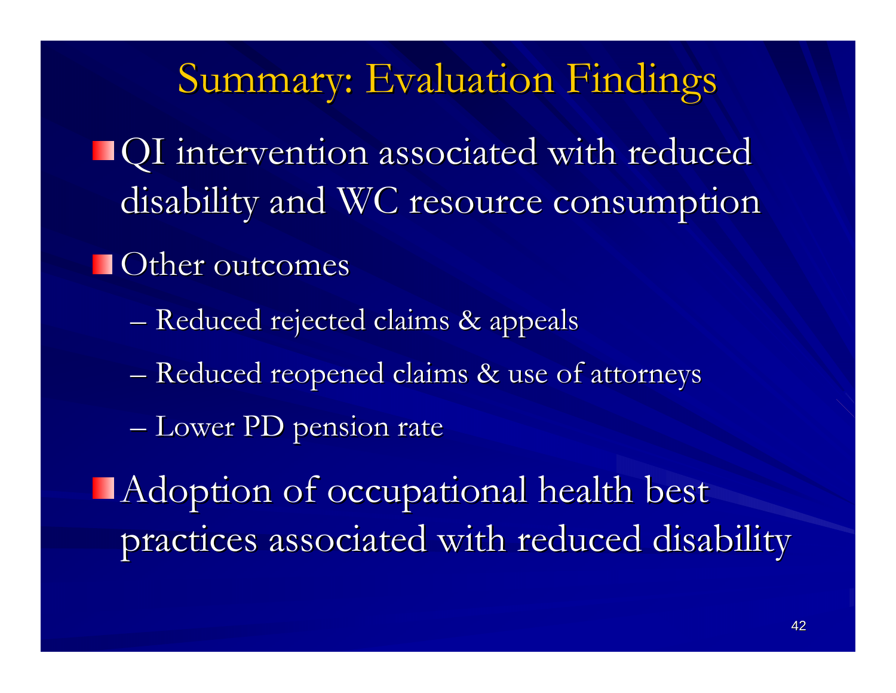# Summary: Evaluation Findings

- QI intervention associated with reduced disability and WC resource consumption
- Other outcomes
  - Reduced rejected claims & appeals
  - Reduced reopened claims & use of attorneys
  - Lower PD pension rate
- Adoption of occupational health best practices associated with reduced disability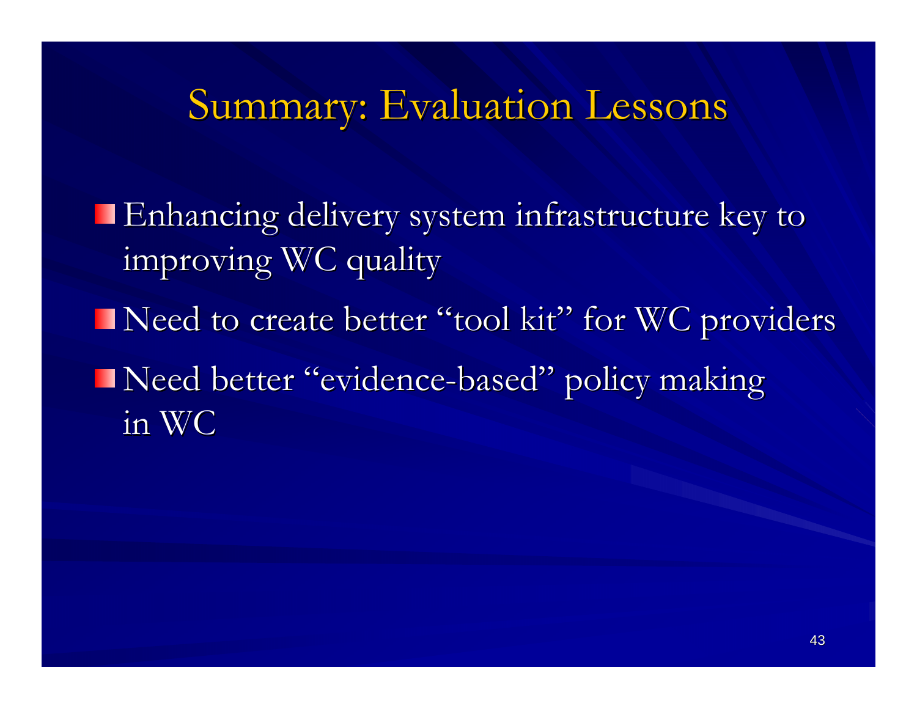# Summary: Evaluation Lessons

- Enhancing delivery system infrastructure key to improving WC quality
- Need to create better "tool kit" for WC providers
- Need better "evidence-based" policy making in WC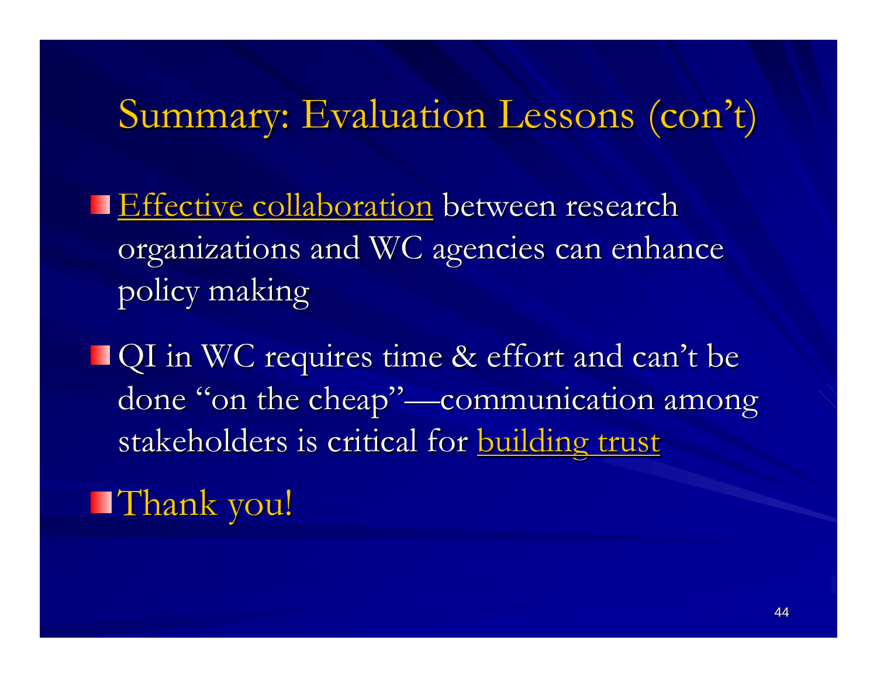## Summary: Evaluation Lessons (con't)

- Effective collaboration between research organizations and WC agencies can enhance policy making
- QI in WC requires time & effort and can't be done "on the cheap"—communication among stakeholders is critical for building trust
- Thank you!